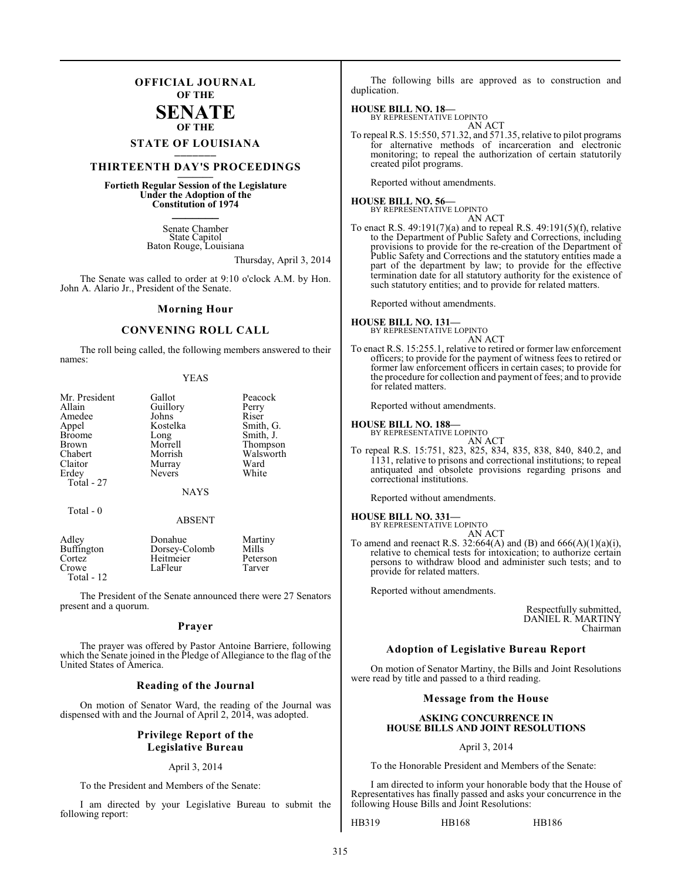# OFFICIAL JOURNAL OF THE SENATE OF THE STATE OF LOUISIANA

## THIRTEENTH DAY'S PROCEEDINGS

**Fortieth Regular Session of the Legislature Under the Adoption of the Constitution of 1974**

Senate Chamber
State Capitol
Baton Rouge, Louisiana

Thursday, April 3, 2014

The Senate was called to order at 9:10 o'clock A.M. by Hon. John A. Alario Jr., President of the Senate.

### Morning Hour

### CONVENING ROLL CALL

The roll being called, the following members answered to their names:

YEAS

| | | |
|---|---|---|
| Mr. President | Gallot | Peacock |
| Allain | Guillory | Perry |
| Amedee | Johns | Riser |
| Appel | Kostelka | Smith, G. |
| Broome | Long | Smith, J. |
| Brown | Morrell | Thompson |
| Chabert | Morrish | Walsworth |
| Claitor | Murray | Ward |
| Erdey | Nevers | White |
| Total - 27 | | |

NAYS

Total - 0

ABSENT

| | | |
|---|---|---|
| Adley | Donahue | Martiny |
| Buffington | Dorsey-Colomb | Mills |
| Cortez | Heitmeier | Peterson |
| Crowe | LaFleur | Tarver |
| Total - 12 | | |

The President of the Senate announced there were 27 Senators present and a quorum.

### Prayer

The prayer was offered by Pastor Antoine Barriere, following which the Senate joined in the Pledge of Allegiance to the flag of the United States of America.

### Reading of the Journal

On motion of Senator Ward, the reading of the Journal was dispensed with and the Journal of April 2, 2014, was adopted.

### Privilege Report of the Legislative Bureau

April 3, 2014

To the President and Members of the Senate:

I am directed by your Legislative Bureau to submit the following report:

The following bills are approved as to construction and duplication.

**HOUSE BILL NO. 18—**
BY REPRESENTATIVE LOPINTO
AN ACT
To repeal R.S. 15:550, 571.32, and 571.35, relative to pilot programs for alternative methods of incarceration and electronic monitoring; to repeal the authorization of certain statutorily created pilot programs.

Reported without amendments.

**HOUSE BILL NO. 56—**
BY REPRESENTATIVE LOPINTO
AN ACT
To enact R.S. 49:191(7)(a) and to repeal R.S. 49:191(5)(f), relative to the Department of Public Safety and Corrections, including provisions to provide for the re-creation of the Department of Public Safety and Corrections and the statutory entities made a part of the department by law; to provide for the effective termination date for all statutory authority for the existence of such statutory entities; and to provide for related matters.

Reported without amendments.

**HOUSE BILL NO. 131—**
BY REPRESENTATIVE LOPINTO
AN ACT
To enact R.S. 15:255.1, relative to retired or former law enforcement officers; to provide for the payment of witness fees to retired or former law enforcement officers in certain cases; to provide for the procedure for collection and payment of fees; and to provide for related matters.

Reported without amendments.

**HOUSE BILL NO. 188—**
BY REPRESENTATIVE LOPINTO
AN ACT
To repeal R.S. 15:751, 823, 825, 834, 835, 838, 840, 840.2, and 1131, relative to prisons and correctional institutions; to repeal antiquated and obsolete provisions regarding prisons and correctional institutions.

Reported without amendments.

**HOUSE BILL NO. 331—**
BY REPRESENTATIVE LOPINTO
AN ACT
To amend and reenact R.S. 32:664(A) and (B) and 666(A)(1)(a)(i), relative to chemical tests for intoxication; to authorize certain persons to withdraw blood and administer such tests; and to provide for related matters.

Reported without amendments.

Respectfully submitted,
DANIEL R. MARTINY
Chairman

### Adoption of Legislative Bureau Report

On motion of Senator Martiny, the Bills and Joint Resolutions were read by title and passed to a third reading.

### Message from the House

**ASKING CONCURRENCE IN HOUSE BILLS AND JOINT RESOLUTIONS**

April 3, 2014

To the Honorable President and Members of the Senate:

I am directed to inform your honorable body that the House of Representatives has finally passed and asks your concurrence in the following House Bills and Joint Resolutions:

| | | |
|---|---|---|
| HB319 | HB168 | HB186 |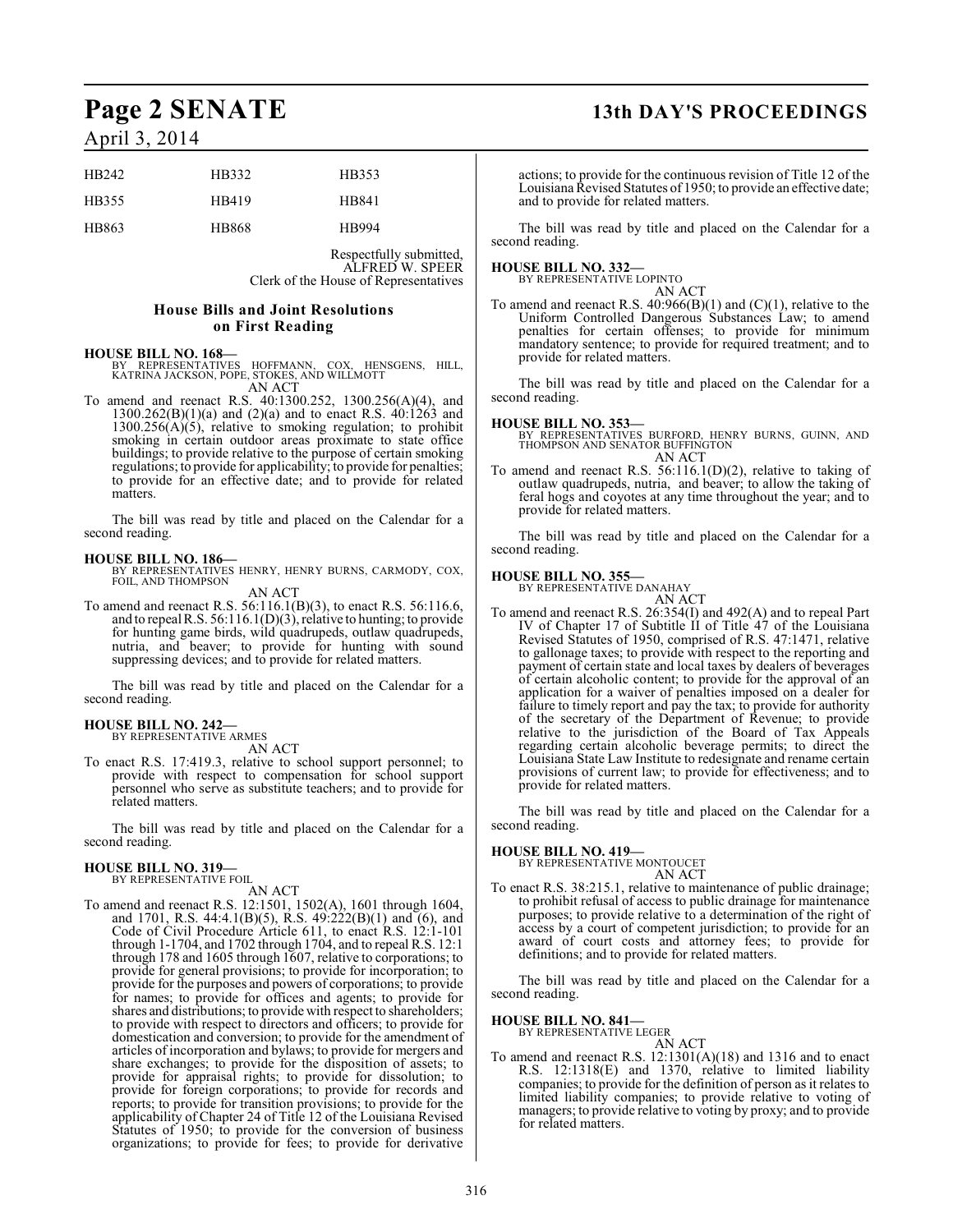| HB242 | HB332 | HB353 |
|---|---|---|
| HB355 | HB419 | HB841 |
| HB863 | HB868 | HB994 |

Respectfully submitted,
ALFRED W. SPEER
Clerk of the House of Representatives

### House Bills and Joint Resolutions on First Reading

**HOUSE BILL NO. 168—**
BY REPRESENTATIVES HOFFMANN, COX, HENSGENS, HILL, KATRINA JACKSON, POPE, STOKES, AND WILLMOTT
AN ACT

To amend and reenact R.S. 40:1300.252, 1300.256(A)(4), and 1300.262(B)(1)(a) and (2)(a) and to enact R.S. 40:1263 and 1300.256(A)(5), relative to smoking regulation; to prohibit smoking in certain outdoor areas proximate to state office buildings; to provide relative to the purpose of certain smoking regulations; to provide for applicability; to provide for penalties; to provide for an effective date; and to provide for related matters.

The bill was read by title and placed on the Calendar for a second reading.

**HOUSE BILL NO. 186—**
BY REPRESENTATIVES HENRY, HENRY BURNS, CARMODY, COX, FOIL, AND THOMPSON
AN ACT

To amend and reenact R.S. 56:116.1(B)(3), to enact R.S. 56:116.6, and to repeal R.S. 56:116.1(D)(3), relative to hunting; to provide for hunting game birds, wild quadrupeds, outlaw quadrupeds, nutria, and beaver; to provide for hunting with sound suppressing devices; and to provide for related matters.

The bill was read by title and placed on the Calendar for a second reading.

**HOUSE BILL NO. 242—**
BY REPRESENTATIVE ARMES
AN ACT

To enact R.S. 17:419.3, relative to school support personnel; to provide with respect to compensation for school support personnel who serve as substitute teachers; and to provide for related matters.

The bill was read by title and placed on the Calendar for a second reading.

**HOUSE BILL NO. 319—**
BY REPRESENTATIVE FOIL
AN ACT

To amend and reenact R.S. 12:1501, 1502(A), 1601 through 1604, and 1701, R.S. 44:4.1(B)(5), R.S. 49:222(B)(1) and (6), and Code of Civil Procedure Article 611, to enact R.S. 12:1-101 through 1-1704, and 1702 through 1704, and to repeal R.S. 12:1 through 178 and 1605 through 1607, relative to corporations; to provide for general provisions; to provide for incorporation; to provide for the purposes and powers of corporations; to provide for names; to provide for offices and agents; to provide for shares and distributions; to provide with respect to shareholders; to provide with respect to directors and officers; to provide for domestication and conversion; to provide for the amendment of articles of incorporation and bylaws; to provide for mergers and share exchanges; to provide for the disposition of assets; to provide for appraisal rights; to provide for dissolution; to provide for foreign corporations; to provide for records and reports; to provide for transition provisions; to provide for the applicability of Chapter 24 of Title 12 of the Louisiana Revised Statutes of 1950; to provide for the conversion of business organizations; to provide for fees; to provide for derivative actions; to provide for the continuous revision of Title 12 of the Louisiana Revised Statutes of 1950; to provide an effective date; and to provide for related matters.

The bill was read by title and placed on the Calendar for a second reading.

**HOUSE BILL NO. 332—**
BY REPRESENTATIVE LOPINTO
AN ACT

To amend and reenact R.S. 40:966(B)(1) and (C)(1), relative to the Uniform Controlled Dangerous Substances Law; to amend penalties for certain offenses; to provide for minimum mandatory sentence; to provide for required treatment; and to provide for related matters.

The bill was read by title and placed on the Calendar for a second reading.

**HOUSE BILL NO. 353—**
BY REPRESENTATIVES BURFORD, HENRY BURNS, GUINN, AND THOMPSON AND SENATOR BUFFINGTON
AN ACT

To amend and reenact R.S. 56:116.1(D)(2), relative to taking of outlaw quadrupeds, nutria, and beaver; to allow the taking of feral hogs and coyotes at any time throughout the year; and to provide for related matters.

The bill was read by title and placed on the Calendar for a second reading.

**HOUSE BILL NO. 355—**
BY REPRESENTATIVE DANAHAY
AN ACT

To amend and reenact R.S. 26:354(I) and 492(A) and to repeal Part IV of Chapter 17 of Subtitle II of Title 47 of the Louisiana Revised Statutes of 1950, comprised of R.S. 47:1471, relative to gallonage taxes; to provide with respect to the reporting and payment of certain state and local taxes by dealers of beverages of certain alcoholic content; to provide for the approval of an application for a waiver of penalties imposed on a dealer for failure to timely report and pay the tax; to provide for authority of the secretary of the Department of Revenue; to provide relative to the jurisdiction of the Board of Tax Appeals regarding certain alcoholic beverage permits; to direct the Louisiana State Law Institute to redesignate and rename certain provisions of current law; to provide for effectiveness; and to provide for related matters.

The bill was read by title and placed on the Calendar for a second reading.

**HOUSE BILL NO. 419—**
BY REPRESENTATIVE MONTOUCET
AN ACT

To enact R.S. 38:215.1, relative to maintenance of public drainage; to prohibit refusal of access to public drainage for maintenance purposes; to provide relative to a determination of the right of access by a court of competent jurisdiction; to provide for an award of court costs and attorney fees; to provide for definitions; and to provide for related matters.

The bill was read by title and placed on the Calendar for a second reading.

**HOUSE BILL NO. 841—**
BY REPRESENTATIVE LEGER
AN ACT

To amend and reenact R.S. 12:1301(A)(18) and 1316 and to enact R.S. 12:1318(E) and 1370, relative to limited liability companies; to provide for the definition of person as it relates to limited liability companies; to provide relative to voting of managers; to provide relative to voting by proxy; and to provide for related matters.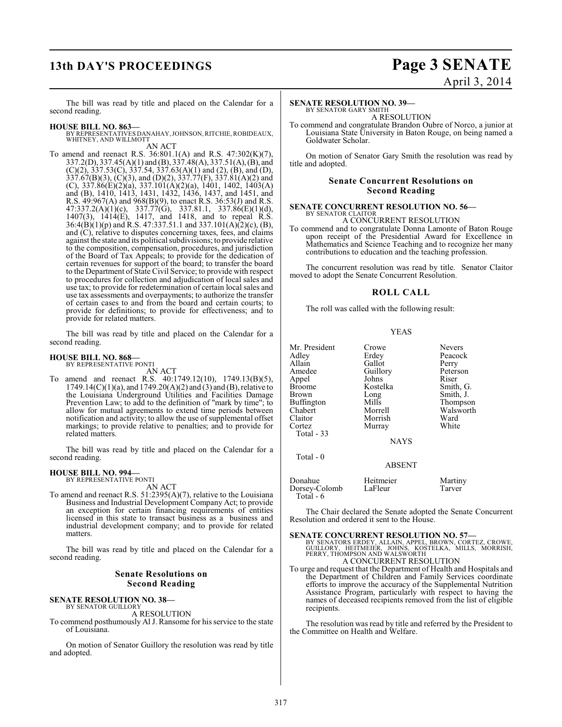The bill was read by title and placed on the Calendar for a second reading.

**HOUSE BILL NO. 863—**
BY REPRESENTATIVES DANAHAY, JOHNSON, RITCHIE, ROBIDEAUX, WHITNEY, AND WILLMOTT

AN ACT

To amend and reenact R.S. 36:801.1(A) and R.S. 47:302(K)(7), 337.2(D), 337.45(A)(1) and (B), 337.48(A), 337.51(A), (B), and (C)(2), 337.53(C), 337.54, 337.63(A)(1) and (2), (B), and (D), 337.67(B)(3), (C)(3), and (D)(2), 337.77(F), 337.81(A)(2) and (C), 337.86(E)(2)(a), 337.101(A)(2)(a), 1401, 1402, 1403(A) and (B), 1410, 1413, 1431, 1432, 1436, 1437, and 1451, and R.S. 49:967(A) and 968(B)(9), to enact R.S. 36:53(J) and R.S. 47:337.2(A)(1)(c), 337.77(G), 337.81.1, 337.86(E)(1)(d), 1407(3), 1414(E), 1417, and 1418, and to repeal R.S. 36:4(B)(1)(p) and R.S. 47:337.51.1 and 337.101(A)(2)(c), (B), and (C), relative to disputes concerning taxes, fees, and claims against the state and its political subdivisions; to provide relative to the composition, compensation, procedures, and jurisdiction of the Board of Tax Appeals; to provide for the dedication of certain revenues for support of the board; to transfer the board to the Department of State Civil Service; to provide with respect to procedures for collection and adjudication of local sales and use tax; to provide for redetermination of certain local sales and use tax assessments and overpayments; to authorize the transfer of certain cases to and from the board and certain courts; to provide for definitions; to provide for effectiveness; and to provide for related matters.

The bill was read by title and placed on the Calendar for a second reading.

**HOUSE BILL NO. 868—**
BY REPRESENTATIVE PONTI

AN ACT

To amend and reenact R.S. 40:1749.12(10), 1749.13(B)(5), 1749.14(C)(1)(a), and 1749.20(A)(2) and (3) and (B), relative to the Louisiana Underground Utilities and Facilities Damage Prevention Law; to add to the definition of "mark by time"; to allow for mutual agreements to extend time periods between notification and activity; to allow the use of supplemental offset markings; to provide relative to penalties; and to provide for related matters.

The bill was read by title and placed on the Calendar for a second reading.

**HOUSE BILL NO. 994—**
BY REPRESENTATIVE PONTI

AN ACT

To amend and reenact R.S. 51:2395(A)(7), relative to the Louisiana Business and Industrial Development Company Act; to provide an exception for certain financing requirements of entities licensed in this state to transact business as a business and industrial development company; and to provide for related matters.

The bill was read by title and placed on the Calendar for a second reading.

## Senate Resolutions on Second Reading

**SENATE RESOLUTION NO. 38—**
BY SENATOR GUILLORY

A RESOLUTION

To commend posthumously Al J. Ransome for his service to the state of Louisiana.

On motion of Senator Guillory the resolution was read by title and adopted.

**SENATE RESOLUTION NO. 39—**
BY SENATOR GARY SMITH

A RESOLUTION

To commend and congratulate Brandon Oubre of Norco, a junior at Louisiana State University in Baton Rouge, on being named a Goldwater Scholar.

On motion of Senator Gary Smith the resolution was read by title and adopted.

## Senate Concurrent Resolutions on Second Reading

**SENATE CONCURRENT RESOLUTION NO. 56—**
BY SENATOR CLAITOR

A CONCURRENT RESOLUTION

To commend and to congratulate Donna Lamonte of Baton Rouge upon receipt of the Presidential Award for Excellence in Mathematics and Science Teaching and to recognize her many contributions to education and the teaching profession.

The concurrent resolution was read by title. Senator Claitor moved to adopt the Senate Concurrent Resolution.

## ROLL CALL

The roll was called with the following result:

YEAS

| | | |
|---|---|---|
| Mr. President | Crowe | Nevers |
| Adley | Erdey | Peacock |
| Allain | Gallot | Perry |
| Amedee | Guillory | Peterson |
| Appel | Johns | Riser |
| Broome | Kostelka | Smith, G. |
| Brown | Long | Smith, J. |
| Buffington | Mills | Thompson |
| Chabert | Morrell | Walsworth |
| Claitor | Morrish | Ward |
| Cortez | Murray | White |

Total - 33

NAYS

Total - 0

ABSENT

| | | |
|---|---|---|
| Donahue | Heitmeier | Martiny |
| Dorsey-Colomb | LaFleur | Tarver |

Total - 6

The Chair declared the Senate adopted the Senate Concurrent Resolution and ordered it sent to the House.

**SENATE CONCURRENT RESOLUTION NO. 57—**
BY SENATORS ERDEY, ALLAIN, APPEL, BROWN, CORTEZ, CROWE, GUILLORY, HEITMEIER, JOHNS, KOSTELKA, MILLS, MORRISH, PERRY, THOMPSON AND WALSWORTH

A CONCURRENT RESOLUTION

To urge and request that the Department of Health and Hospitals and the Department of Children and Family Services coordinate efforts to improve the accuracy of the Supplemental Nutrition Assistance Program, particularly with respect to having the names of deceased recipients removed from the list of eligible recipients.

The resolution was read by title and referred by the President to the Committee on Health and Welfare.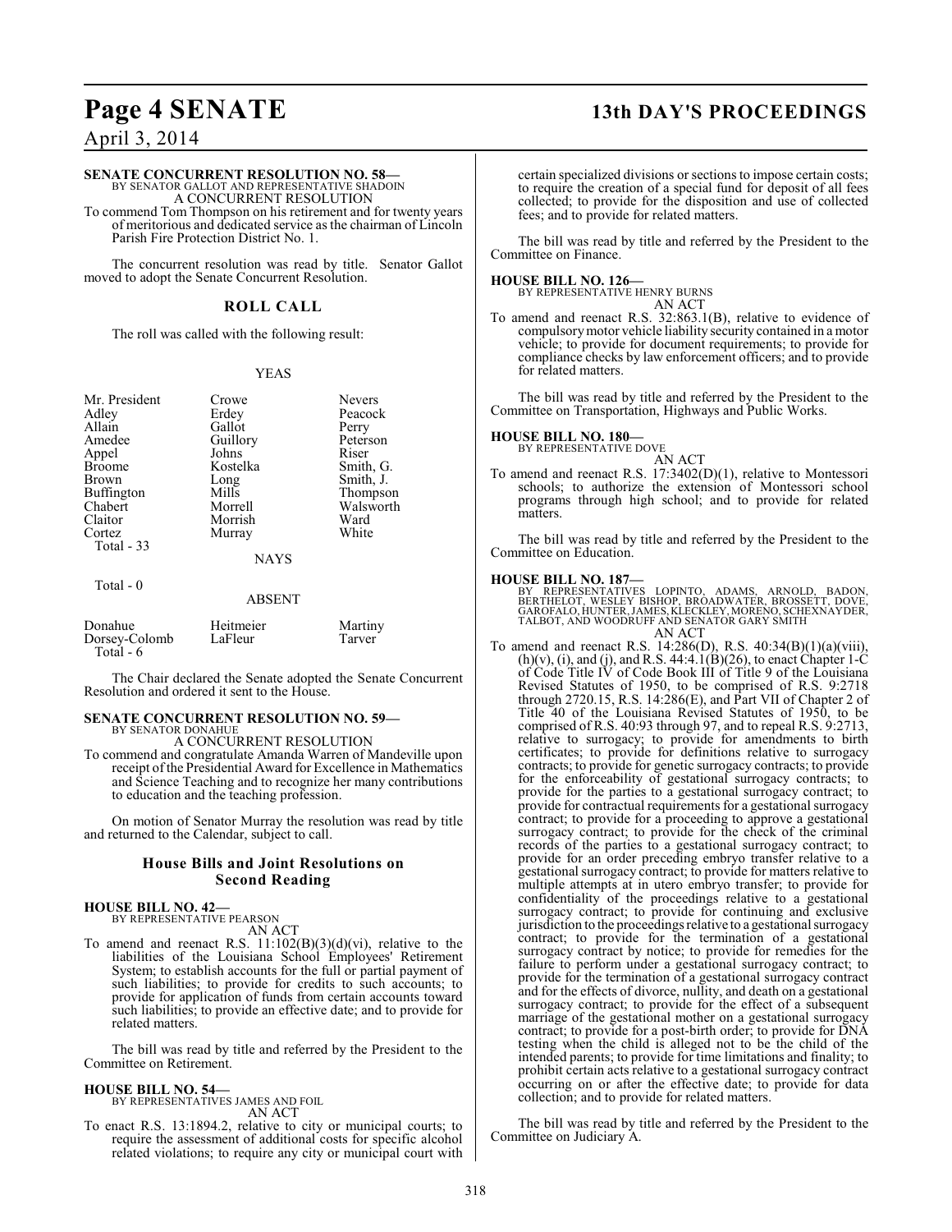**SENATE CONCURRENT RESOLUTION NO. 58—**
BY SENATOR GALLOT AND REPRESENTATIVE SHADOIN
A CONCURRENT RESOLUTION

To commend Tom Thompson on his retirement and for twenty years of meritorious and dedicated service as the chairman of Lincoln Parish Fire Protection District No. 1.

The concurrent resolution was read by title. Senator Gallot moved to adopt the Senate Concurrent Resolution.

## ROLL CALL

The roll was called with the following result:

YEAS

| | | |
|---|---|---|
| Mr. President | Crowe | Nevers |
| Adley | Erdey | Peacock |
| Allain | Gallot | Perry |
| Amedee | Guillory | Peterson |
| Appel | Johns | Riser |
| Broome | Kostelka | Smith, G. |
| Brown | Long | Smith, J. |
| Buffington | Mills | Thompson |
| Chabert | Morrell | Walsworth |
| Claitor | Morrish | Ward |
| Cortez | Murray | White |

Total - 33

NAYS

Total - 0

ABSENT

| | | |
|---|---|---|
| Donahue | Heitmeier | Martiny |
| Dorsey-Colomb | LaFleur | Tarver |

Total - 6

The Chair declared the Senate adopted the Senate Concurrent Resolution and ordered it sent to the House.

**SENATE CONCURRENT RESOLUTION NO. 59—**
BY SENATOR DONAHUE
A CONCURRENT RESOLUTION

To commend and congratulate Amanda Warren of Mandeville upon receipt of the Presidential Award for Excellence in Mathematics and Science Teaching and to recognize her many contributions to education and the teaching profession.

On motion of Senator Murray the resolution was read by title and returned to the Calendar, subject to call.

## House Bills and Joint Resolutions on Second Reading

**HOUSE BILL NO. 42—**
BY REPRESENTATIVE PEARSON
AN ACT

To amend and reenact R.S. 11:102(B)(3)(d)(vi), relative to the liabilities of the Louisiana School Employees' Retirement System; to establish accounts for the full or partial payment of such liabilities; to provide for credits to such accounts; to provide for application of funds from certain accounts toward such liabilities; to provide an effective date; and to provide for related matters.

The bill was read by title and referred by the President to the Committee on Retirement.

**HOUSE BILL NO. 54—**
BY REPRESENTATIVES JAMES AND FOIL
AN ACT

To enact R.S. 13:1894.2, relative to city or municipal courts; to require the assessment of additional costs for specific alcohol related violations; to require any city or municipal court with certain specialized divisions or sections to impose certain costs; to require the creation of a special fund for deposit of all fees collected; to provide for the disposition and use of collected fees; and to provide for related matters.

The bill was read by title and referred by the President to the Committee on Finance.

**HOUSE BILL NO. 126—**
BY REPRESENTATIVE HENRY BURNS
AN ACT

To amend and reenact R.S. 32:863.1(B), relative to evidence of compulsory motor vehicle liability security contained in a motor vehicle; to provide for document requirements; to provide for compliance checks by law enforcement officers; and to provide for related matters.

The bill was read by title and referred by the President to the Committee on Transportation, Highways and Public Works.

**HOUSE BILL NO. 180—**
BY REPRESENTATIVE DOVE
AN ACT

To amend and reenact R.S. 17:3402(D)(1), relative to Montessori schools; to authorize the extension of Montessori school programs through high school; and to provide for related matters.

The bill was read by title and referred by the President to the Committee on Education.

**HOUSE BILL NO. 187—**
BY REPRESENTATIVES LOPINTO, ADAMS, ARNOLD, BADON, BERTHELOT, WESLEY BISHOP, BROADWATER, BROSSETT, DOVE, GAROFALO, HUNTER, JAMES, KLECKLEY, MORENO, SCHEXNAYDER, TALBOT, AND WOODRUFF AND SENATOR GARY SMITH
AN ACT

To amend and reenact R.S. 14:286(D), R.S. 40:34(B)(1)(a)(viii), (h)(v), (i), and (j), and R.S. 44:4.1(B)(26), to enact Chapter 1-C of Code Title IV of Code Book III of Title 9 of the Louisiana Revised Statutes of 1950, to be comprised of R.S. 9:2718 through 2720.15, R.S. 14:286(E), and Part VII of Chapter 2 of Title 40 of the Louisiana Revised Statutes of 1950, to be comprised of R.S. 40:93 through 97, and to repeal R.S. 9:2713, relative to surrogacy; to provide for amendments to birth certificates; to provide for definitions relative to surrogacy contracts; to provide for genetic surrogacy contracts; to provide for the enforceability of gestational surrogacy contracts; to provide for the parties to a gestational surrogacy contract; to provide for contractual requirements for a gestational surrogacy contract; to provide for a proceeding to approve a gestational surrogacy contract; to provide for the check of the criminal records of the parties to a gestational surrogacy contract; to provide for an order preceding embryo transfer relative to a gestational surrogacy contract; to provide for matters relative to multiple attempts at in utero embryo transfer; to provide for confidentiality of the proceedings relative to a gestational surrogacy contract; to provide for continuing and exclusive jurisdiction to the proceedings relative to a gestational surrogacy contract; to provide for the termination of a gestational surrogacy contract by notice; to provide for remedies for the failure to perform under a gestational surrogacy contract; to provide for the termination of a gestational surrogacy contract and for the effects of divorce, nullity, and death on a gestational surrogacy contract; to provide for the effect of a subsequent marriage of the gestational mother on a gestational surrogacy contract; to provide for a post-birth order; to provide for DNA testing when the child is alleged not to be the child of the intended parents; to provide for time limitations and finality; to prohibit certain acts relative to a gestational surrogacy contract occurring on or after the effective date; to provide for data collection; and to provide for related matters.

The bill was read by title and referred by the President to the Committee on Judiciary A.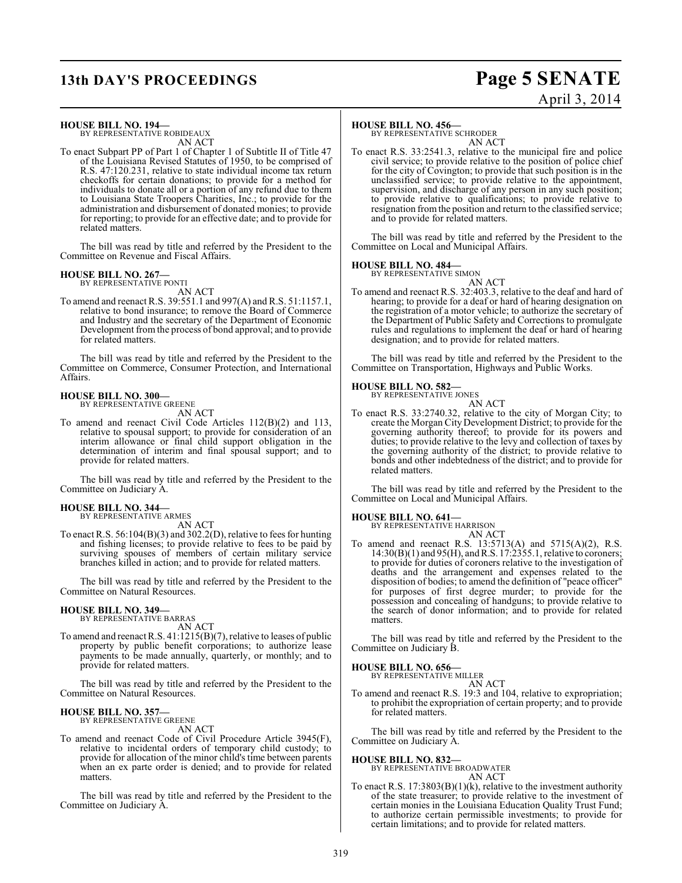**HOUSE BILL NO. 194—**
BY REPRESENTATIVE ROBIDEAUX
AN ACT

To enact Subpart PP of Part 1 of Chapter 1 of Subtitle II of Title 47 of the Louisiana Revised Statutes of 1950, to be comprised of R.S. 47:120.231, relative to state individual income tax return checkoffs for certain donations; to provide for a method for individuals to donate all or a portion of any refund due to them to Louisiana State Troopers Charities, Inc.; to provide for the administration and disbursement of donated monies; to provide for reporting; to provide for an effective date; and to provide for related matters.

The bill was read by title and referred by the President to the Committee on Revenue and Fiscal Affairs.

**HOUSE BILL NO. 267—**
BY REPRESENTATIVE PONTI
AN ACT

To amend and reenact R.S. 39:551.1 and 997(A) and R.S. 51:1157.1, relative to bond insurance; to remove the Board of Commerce and Industry and the secretary of the Department of Economic Development from the process of bond approval; and to provide for related matters.

The bill was read by title and referred by the President to the Committee on Commerce, Consumer Protection, and International Affairs.

**HOUSE BILL NO. 300—**
BY REPRESENTATIVE GREENE
AN ACT

To amend and reenact Civil Code Articles 112(B)(2) and 113, relative to spousal support; to provide for consideration of an interim allowance or final child support obligation in the determination of interim and final spousal support; and to provide for related matters.

The bill was read by title and referred by the President to the Committee on Judiciary A.

**HOUSE BILL NO. 344—**
BY REPRESENTATIVE ARMES
AN ACT

To enact R.S. 56:104(B)(3) and 302.2(D), relative to fees for hunting and fishing licenses; to provide relative to fees to be paid by surviving spouses of members of certain military service branches killed in action; and to provide for related matters.

The bill was read by title and referred by the President to the Committee on Natural Resources.

**HOUSE BILL NO. 349—**
BY REPRESENTATIVE BARRAS
AN ACT

To amend and reenact R.S. 41:1215(B)(7), relative to leases of public property by public benefit corporations; to authorize lease payments to be made annually, quarterly, or monthly; and to provide for related matters.

The bill was read by title and referred by the President to the Committee on Natural Resources.

**HOUSE BILL NO. 357—**
BY REPRESENTATIVE GREENE
AN ACT

To amend and reenact Code of Civil Procedure Article 3945(F), relative to incidental orders of temporary child custody; to provide for allocation of the minor child's time between parents when an ex parte order is denied; and to provide for related matters.

The bill was read by title and referred by the President to the Committee on Judiciary A.

**HOUSE BILL NO. 456—**
BY REPRESENTATIVE SCHRODER
AN ACT

To enact R.S. 33:2541.3, relative to the municipal fire and police civil service; to provide relative to the position of police chief for the city of Covington; to provide that such position is in the unclassified service; to provide relative to the appointment, supervision, and discharge of any person in any such position; to provide relative to qualifications; to provide relative to resignation from the position and return to the classified service; and to provide for related matters.

The bill was read by title and referred by the President to the Committee on Local and Municipal Affairs.

**HOUSE BILL NO. 484—**
BY REPRESENTATIVE SIMON
AN ACT

To amend and reenact R.S. 32:403.3, relative to the deaf and hard of hearing; to provide for a deaf or hard of hearing designation on the registration of a motor vehicle; to authorize the secretary of the Department of Public Safety and Corrections to promulgate rules and regulations to implement the deaf or hard of hearing designation; and to provide for related matters.

The bill was read by title and referred by the President to the Committee on Transportation, Highways and Public Works.

**HOUSE BILL NO. 582—**
BY REPRESENTATIVE JONES
AN ACT

To enact R.S. 33:2740.32, relative to the city of Morgan City; to create the Morgan City Development District; to provide for the governing authority thereof; to provide for its powers and duties; to provide relative to the levy and collection of taxes by the governing authority of the district; to provide relative to bonds and other indebtedness of the district; and to provide for related matters.

The bill was read by title and referred by the President to the Committee on Local and Municipal Affairs.

**HOUSE BILL NO. 641—**
BY REPRESENTATIVE HARRISON
AN ACT

To amend and reenact R.S. 13:5713(A) and 5715(A)(2), R.S. 14:30(B)(1) and 95(H), and R.S. 17:2355.1, relative to coroners; to provide for duties of coroners relative to the investigation of deaths and the arrangement and expenses related to the disposition of bodies; to amend the definition of "peace officer" for purposes of first degree murder; to provide for the possession and concealing of handguns; to provide relative to the search of donor information; and to provide for related matters.

The bill was read by title and referred by the President to the Committee on Judiciary B.

**HOUSE BILL NO. 656—**
BY REPRESENTATIVE MILLER
AN ACT

To amend and reenact R.S. 19:3 and 104, relative to expropriation; to prohibit the expropriation of certain property; and to provide for related matters.

The bill was read by title and referred by the President to the Committee on Judiciary A.

**HOUSE BILL NO. 832—**
BY REPRESENTATIVE BROADWATER
AN ACT

To enact R.S. 17:3803(B)(1)(k), relative to the investment authority of the state treasurer; to provide relative to the investment of certain monies in the Louisiana Education Quality Trust Fund; to authorize certain permissible investments; to provide for certain limitations; and to provide for related matters.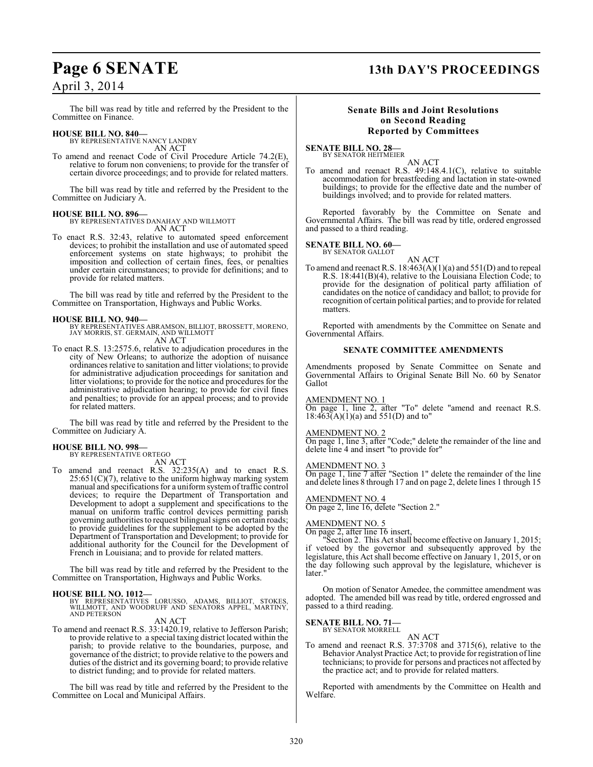The bill was read by title and referred by the President to the Committee on Finance.

**HOUSE BILL NO. 840—**
BY REPRESENTATIVE NANCY LANDRY
AN ACT

To amend and reenact Code of Civil Procedure Article 74.2(E), relative to forum non conveniens; to provide for the transfer of certain divorce proceedings; and to provide for related matters.

The bill was read by title and referred by the President to the Committee on Judiciary A.

**HOUSE BILL NO. 896—**
BY REPRESENTATIVES DANAHAY AND WILLMOTT
AN ACT

To enact R.S. 32:43, relative to automated speed enforcement devices; to prohibit the installation and use of automated speed enforcement systems on state highways; to prohibit the imposition and collection of certain fines, fees, or penalties under certain circumstances; to provide for definitions; and to provide for related matters.

The bill was read by title and referred by the President to the Committee on Transportation, Highways and Public Works.

**HOUSE BILL NO. 940—**
BY REPRESENTATIVES ABRAMSON, BILLIOT, BROSSETT, MORENO, JAY MORRIS, ST. GERMAIN, AND WILLMOTT
AN ACT

To enact R.S. 13:2575.6, relative to adjudication procedures in the city of New Orleans; to authorize the adoption of nuisance ordinances relative to sanitation and litter violations; to provide for administrative adjudication proceedings for sanitation and litter violations; to provide for the notice and procedures for the administrative adjudication hearing; to provide for civil fines and penalties; to provide for an appeal process; and to provide for related matters.

The bill was read by title and referred by the President to the Committee on Judiciary A.

**HOUSE BILL NO. 998—**
BY REPRESENTATIVE ORTEGO
AN ACT

To amend and reenact R.S. 32:235(A) and to enact R.S. 25:651(C)(7), relative to the uniform highway marking system manual and specifications for a uniform system of traffic control devices; to require the Department of Transportation and Development to adopt a supplement and specifications to the manual on uniform traffic control devices permitting parish governing authorities to request bilingual signs on certain roads; to provide guidelines for the supplement to be adopted by the Department of Transportation and Development; to provide for additional authority for the Council for the Development of French in Louisiana; and to provide for related matters.

The bill was read by title and referred by the President to the Committee on Transportation, Highways and Public Works.

**HOUSE BILL NO. 1012—**
BY REPRESENTATIVES LORUSSO, ADAMS, BILLIOT, STOKES, WILLMOTT, AND WOODRUFF AND SENATORS APPEL, MARTINY, AND PETERSON
AN ACT

To amend and reenact R.S. 33:1420.19, relative to Jefferson Parish; to provide relative to a special taxing district located within the parish; to provide relative to the boundaries, purpose, and governance of the district; to provide relative to the powers and duties of the district and its governing board; to provide relative to district funding; and to provide for related matters.

The bill was read by title and referred by the President to the Committee on Local and Municipal Affairs.

## Senate Bills and Joint Resolutions on Second Reading Reported by Committees

**SENATE BILL NO. 28—**
BY SENATOR HEITMEIER
AN ACT

To amend and reenact R.S. 49:148.4.1(C), relative to suitable accommodation for breastfeeding and lactation in state-owned buildings; to provide for the effective date and the number of buildings involved; and to provide for related matters.

Reported favorably by the Committee on Senate and Governmental Affairs. The bill was read by title, ordered engrossed and passed to a third reading.

**SENATE BILL NO. 60—**
BY SENATOR GALLOT
AN ACT

To amend and reenact R.S. 18:463(A)(1)(a) and 551(D) and to repeal R.S. 18:441(B)(4), relative to the Louisiana Election Code; to provide for the designation of political party affiliation of candidates on the notice of candidacy and ballot; to provide for recognition of certain political parties; and to provide for related matters.

Reported with amendments by the Committee on Senate and Governmental Affairs.

### SENATE COMMITTEE AMENDMENTS

Amendments proposed by Senate Committee on Senate and Governmental Affairs to Original Senate Bill No. 60 by Senator Gallot

AMENDMENT NO. 1
On page 1, line 2, after "To" delete "amend and reenact R.S. 18:463(A)(1)(a) and 551(D) and to"

AMENDMENT NO. 2
On page 1, line 3, after "Code;" delete the remainder of the line and delete line 4 and insert "to provide for"

AMENDMENT NO. 3
On page 1, line 7 after "Section 1" delete the remainder of the line and delete lines 8 through 17 and on page 2, delete lines 1 through 15

AMENDMENT NO. 4
On page 2, line 16, delete "Section 2."

AMENDMENT NO. 5
On page 2, after line 16 insert,

"Section 2. This Act shall become effective on January 1, 2015; if vetoed by the governor and subsequently approved by the legislature, this Act shall become effective on January 1, 2015, or on the day following such approval by the legislature, whichever is later."

On motion of Senator Amedee, the committee amendment was adopted. The amended bill was read by title, ordered engrossed and passed to a third reading.

**SENATE BILL NO. 71—**
BY SENATOR MORRELL
AN ACT

To amend and reenact R.S. 37:3708 and 3715(6), relative to the Behavior Analyst Practice Act; to provide for registration of line technicians; to provide for persons and practices not affected by the practice act; and to provide for related matters.

Reported with amendments by the Committee on Health and Welfare.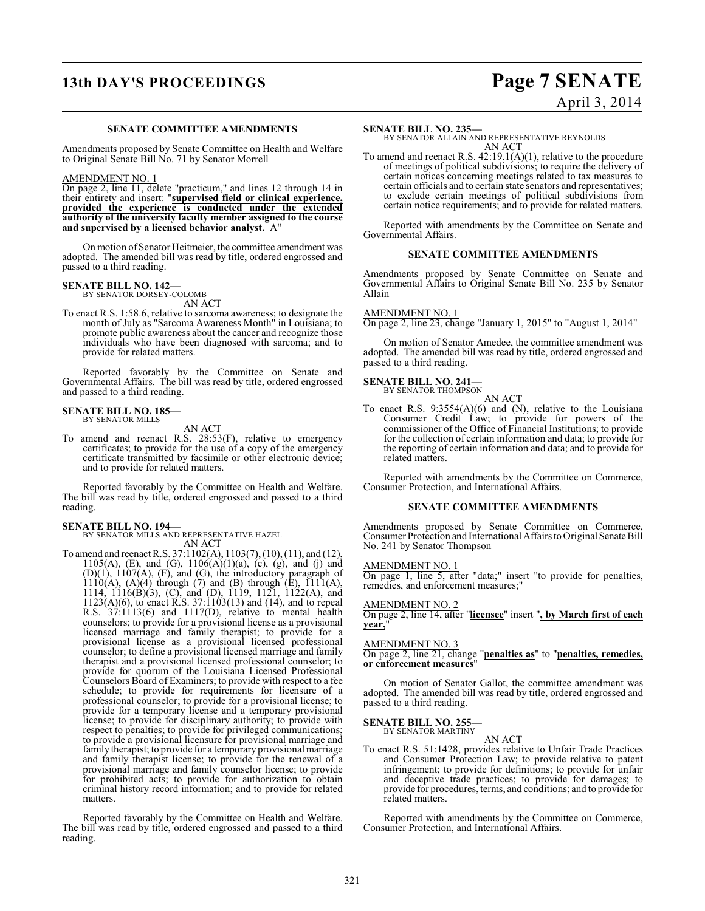### SENATE COMMITTEE AMENDMENTS

Amendments proposed by Senate Committee on Health and Welfare to Original Senate Bill No. 71 by Senator Morrell

AMENDMENT NO. 1

On page 2, line 11, delete "practicum," and lines 12 through 14 in their entirety and insert: "**supervised field or clinical experience, provided the experience is conducted under the extended authority of the university faculty member assigned to the course and supervised by a licensed behavior analyst.** A"

On motion of Senator Heitmeier, the committee amendment was adopted. The amended bill was read by title, ordered engrossed and passed to a third reading.

**SENATE BILL NO. 142—**
BY SENATOR DORSEY-COLOMB
AN ACT

To enact R.S. 1:58.6, relative to sarcoma awareness; to designate the month of July as "Sarcoma Awareness Month" in Louisiana; to promote public awareness about the cancer and recognize those individuals who have been diagnosed with sarcoma; and to provide for related matters.

Reported favorably by the Committee on Senate and Governmental Affairs. The bill was read by title, ordered engrossed and passed to a third reading.

**SENATE BILL NO. 185—**
BY SENATOR MILLS
AN ACT

To amend and reenact R.S. 28:53(F), relative to emergency certificates; to provide for the use of a copy of the emergency certificate transmitted by facsimile or other electronic device; and to provide for related matters.

Reported favorably by the Committee on Health and Welfare. The bill was read by title, ordered engrossed and passed to a third reading.

**SENATE BILL NO. 194—**
BY SENATOR MILLS AND REPRESENTATIVE HAZEL
AN ACT

To amend and reenact R.S. 37:1102(A), 1103(7), (10), (11), and (12), 1105(A), (E), and (G), 1106(A)(1)(a), (c), (g), and (j) and (D)(1), 1107(A), (F), and (G), the introductory paragraph of 1110(A), (A)(4) through (7) and (B) through (E), 1111(A), 1114, 1116(B)(3), (C), and (D), 1119, 1121, 1122(A), and 1123(A)(6), to enact R.S. 37:1103(13) and (14), and to repeal R.S. 37:1113(6) and 1117(D), relative to mental health counselors; to provide for a provisional license as a provisional licensed marriage and family therapist; to provide for a provisional license as a provisional licensed professional counselor; to define a provisional licensed marriage and family therapist and a provisional licensed professional counselor; to provide for quorum of the Louisiana Licensed Professional Counselors Board of Examiners; to provide with respect to a fee schedule; to provide for requirements for licensure of a professional counselor; to provide for a provisional license; to provide for a temporary license and a temporary provisional license; to provide for disciplinary authority; to provide with respect to penalties; to provide for privileged communications; to provide a provisional licensure for provisional marriage and family therapist; to provide for a temporary provisional marriage and family therapist license; to provide for the renewal of a provisional marriage and family counselor license; to provide for prohibited acts; to provide for authorization to obtain criminal history record information; and to provide for related matters.

Reported favorably by the Committee on Health and Welfare. The bill was read by title, ordered engrossed and passed to a third reading.

**SENATE BILL NO. 235—**
BY SENATOR ALLAIN AND REPRESENTATIVE REYNOLDS
AN ACT

To amend and reenact R.S. 42:19.1(A)(1), relative to the procedure of meetings of political subdivisions; to require the delivery of certain notices concerning meetings related to tax measures to certain officials and to certain state senators and representatives; to exclude certain meetings of political subdivisions from certain notice requirements; and to provide for related matters.

Reported with amendments by the Committee on Senate and Governmental Affairs.

### SENATE COMMITTEE AMENDMENTS

Amendments proposed by Senate Committee on Senate and Governmental Affairs to Original Senate Bill No. 235 by Senator Allain

AMENDMENT NO. 1

On page 2, line 23, change "January 1, 2015" to "August 1, 2014"

On motion of Senator Amedee, the committee amendment was adopted. The amended bill was read by title, ordered engrossed and passed to a third reading.

**SENATE BILL NO. 241—**
BY SENATOR THOMPSON
AN ACT

To enact R.S. 9:3554(A)(6) and (N), relative to the Louisiana Consumer Credit Law; to provide for powers of the commissioner of the Office of Financial Institutions; to provide for the collection of certain information and data; to provide for the reporting of certain information and data; and to provide for related matters.

Reported with amendments by the Committee on Commerce, Consumer Protection, and International Affairs.

### SENATE COMMITTEE AMENDMENTS

Amendments proposed by Senate Committee on Commerce, Consumer Protection and International Affairs to Original Senate Bill No. 241 by Senator Thompson

AMENDMENT NO. 1

On page 1, line 5, after "data;" insert "to provide for penalties, remedies, and enforcement measures;"

AMENDMENT NO. 2

On page 2, line 14, after "**licensee**" insert "**, by March first of each year,**"

AMENDMENT NO. 3

On page 2, line 21, change "**penalties as**" to "**penalties, remedies, or enforcement measures**"

On motion of Senator Gallot, the committee amendment was adopted. The amended bill was read by title, ordered engrossed and passed to a third reading.

**SENATE BILL NO. 255—**
BY SENATOR MARTINY
AN ACT

To enact R.S. 51:1428, provides relative to Unfair Trade Practices and Consumer Protection Law; to provide relative to patent infringement; to provide for definitions; to provide for unfair and deceptive trade practices; to provide for damages; to provide for procedures, terms, and conditions; and to provide for related matters.

Reported with amendments by the Committee on Commerce, Consumer Protection, and International Affairs.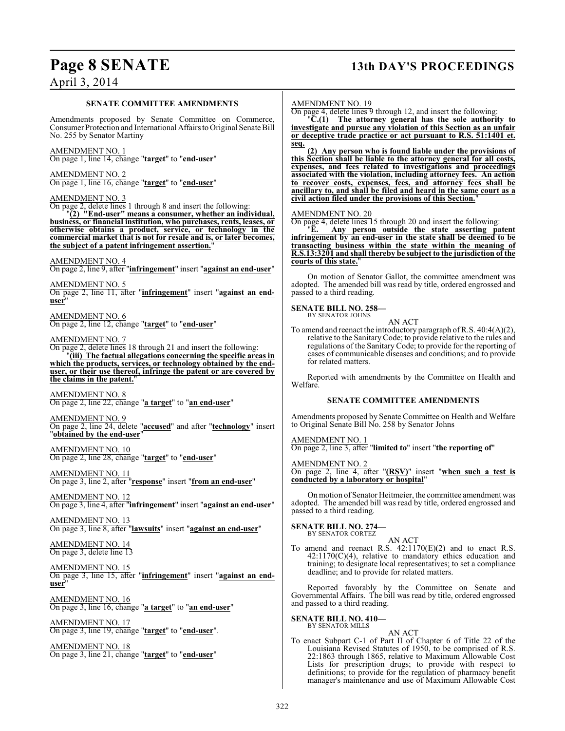**SENATE COMMITTEE AMENDMENTS**

Amendments proposed by Senate Committee on Commerce, Consumer Protection and International Affairs to Original Senate Bill No. 255 by Senator Martiny

AMENDMENT NO. 1
On page 1, line 14, change "**target**" to "**end-user**"

AMENDMENT NO. 2
On page 1, line 16, change "**target**" to "**end-user**"

AMENDMENT NO. 3
On page 2, delete lines 1 through 8 and insert the following:

"**(2) "End-user" means a consumer, whether an individual, business, or financial institution, who purchases, rents, leases, or otherwise obtains a product, service, or technology in the commercial market that is not for resale and is, or later becomes, the subject of a patent infringement assertion.**"

AMENDMENT NO. 4
On page 2, line 9, after "**infringement**" insert "**against an end-user**"

AMENDMENT NO. 5
On page 2, line 11, after "**infringement**" insert "**against an end-user**"

AMENDMENT NO. 6
On page 2, line 12, change "**target**" to "**end-user**"

AMENDMENT NO. 7
On page 2, delete lines 18 through 21 and insert the following:

"**(iii) The factual allegations concerning the specific areas in which the products, services, or technology obtained by the end-user, or their use thereof, infringe the patent or are covered by the claims in the patent.**"

AMENDMENT NO. 8
On page 2, line 22, change "**a target**" to "**an end-user**"

AMENDMENT NO. 9
On page 2, line 24, delete "**accused**" and after "**technology**" insert "**obtained by the end-user**"

AMENDMENT NO. 10
On page 2, line 28, change "**target**" to "**end-user**"

AMENDMENT NO. 11
On page 3, line 2, after "**response**" insert "**from an end-user**"

AMENDMENT NO. 12
On page 3, line 4, after "**infringement**" insert "**against an end-user**"

AMENDMENT NO. 13
On page 3, line 8, after "**lawsuits**" insert "**against an end-user**"

AMENDMENT NO. 14
On page 3, delete line 13

AMENDMENT NO. 15
On page 3, line 15, after "**infringement**" insert "**against an end-user**"

AMENDMENT NO. 16
On page 3, line 16, change "**a target**" to "**an end-user**"

AMENDMENT NO. 17
On page 3, line 19, change "**target**" to "**end-user**".

AMENDMENT NO. 18
On page 3, line 21, change "**target**" to "**end-user**"

AMENDMENT NO. 19
On page 4, delete lines 9 through 12, and insert the following:

"**C.(1) The attorney general has the sole authority to investigate and pursue any violation of this Section as an unfair or deceptive trade practice or act pursuant to R.S. 51:1401 et. seq.**

**(2) Any person who is found liable under the provisions of this Section shall be liable to the attorney general for all costs, expenses, and fees related to investigations and proceedings associated with the violation, including attorney fees. An action to recover costs, expenses, fees, and attorney fees shall be ancillary to, and shall be filed and heard in the same court as a civil action filed under the provisions of this Section.**"

AMENDMENT NO. 20
On page 4, delete lines 15 through 20 and insert the following:

"**E. Any person outside the state asserting patent infringement by an end-user in the state shall be deemed to be transacting business within the state within the meaning of R.S.13:3201 and shall thereby be subject to the jurisdiction of the courts of this state.**"

On motion of Senator Gallot, the committee amendment was adopted. The amended bill was read by title, ordered engrossed and passed to a third reading.

**SENATE BILL NO. 258—**
BY SENATOR JOHNS

AN ACT

To amend and reenact the introductory paragraph of R.S. 40:4(A)(2), relative to the Sanitary Code; to provide relative to the rules and regulations of the Sanitary Code; to provide for the reporting of cases of communicable diseases and conditions; and to provide for related matters.

Reported with amendments by the Committee on Health and Welfare.

**SENATE COMMITTEE AMENDMENTS**

Amendments proposed by Senate Committee on Health and Welfare to Original Senate Bill No. 258 by Senator Johns

AMENDMENT NO. 1
On page 2, line 3, after "**limited to**" insert "**the reporting of**"

AMENDMENT NO. 2
On page 2, line 4, after "**(RSV)**" insert "**when such a test is conducted by a laboratory or hospital**"

On motion of Senator Heitmeier, the committee amendment was adopted. The amended bill was read by title, ordered engrossed and passed to a third reading.

**SENATE BILL NO. 274—**
BY SENATOR CORTEZ

AN ACT

To amend and reenact R.S. 42:1170(E)(2) and to enact R.S. 42:1170(C)(4), relative to mandatory ethics education and training; to designate local representatives; to set a compliance deadline; and to provide for related matters.

Reported favorably by the Committee on Senate and Governmental Affairs. The bill was read by title, ordered engrossed and passed to a third reading.

**SENATE BILL NO. 410—**
BY SENATOR MILLS

AN ACT

To enact Subpart C-1 of Part II of Chapter 6 of Title 22 of the Louisiana Revised Statutes of 1950, to be comprised of R.S. 22:1863 through 1865, relative to Maximum Allowable Cost Lists for prescription drugs; to provide with respect to definitions; to provide for the regulation of pharmacy benefit manager's maintenance and use of Maximum Allowable Cost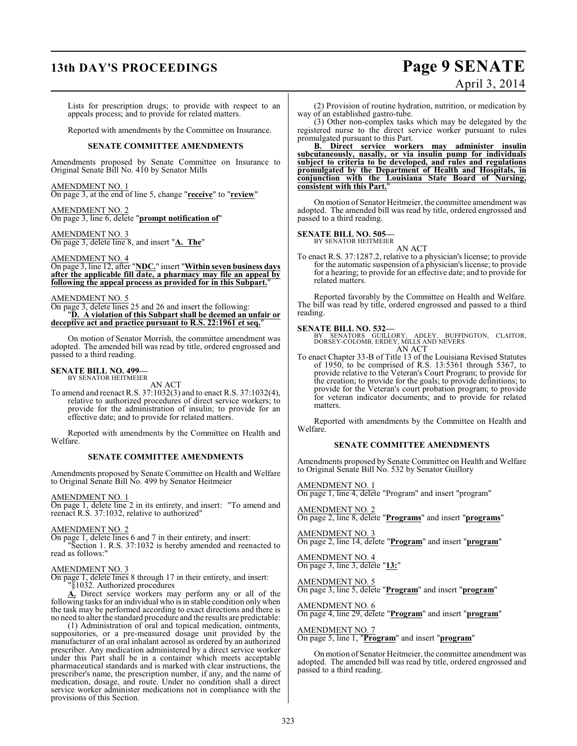Lists for prescription drugs; to provide with respect to an appeals process; and to provide for related matters.

Reported with amendments by the Committee on Insurance.

**SENATE COMMITTEE AMENDMENTS**

Amendments proposed by Senate Committee on Insurance to Original Senate Bill No. 410 by Senator Mills

AMENDMENT NO. 1
On page 3, at the end of line 5, change "**receive**" to "**review**"

AMENDMENT NO. 2
On page 3, line 6, delete "**prompt notification of**"

AMENDMENT NO. 3
On page 3, delete line 8, and insert "**A. The**"

AMENDMENT NO. 4
On page 3, line 12, after "**NDC.**" insert "**Within seven business days after the applicable fill date, a pharmacy may file an appeal by following the appeal process as provided for in this Subpart.**"

AMENDMENT NO. 5
On page 3, delete lines 25 and 26 and insert the following:
"**D. A violation of this Subpart shall be deemed an unfair or deceptive act and practice pursuant to R.S. 22:1961 et seq.**"

On motion of Senator Morrish, the committee amendment was adopted. The amended bill was read by title, ordered engrossed and passed to a third reading.

**SENATE BILL NO. 499—**
BY SENATOR HEITMEIER

AN ACT

To amend and reenact R.S. 37:1032(3) and to enact R.S. 37:1032(4), relative to authorized procedures of direct service workers; to provide for the administration of insulin; to provide for an effective date; and to provide for related matters.

Reported with amendments by the Committee on Health and Welfare.

**SENATE COMMITTEE AMENDMENTS**

Amendments proposed by Senate Committee on Health and Welfare to Original Senate Bill No. 499 by Senator Heitmeier

AMENDMENT NO. 1
On page 1, delete line 2 in its entirety, and insert: "To amend and reenact R.S. 37:1032, relative to authorized"

AMENDMENT NO. 2
On page 1, delete lines 6 and 7 in their entirety, and insert:
"Section 1. R.S. 37:1032 is hereby amended and reenacted to read as follows:"

AMENDMENT NO. 3
On page 1, delete lines 8 through 17 in their entirety, and insert:
"§1032. Authorized procedures

**A.** Direct service workers may perform any or all of the following tasks for an individual who is in stable condition only when the task may be performed according to exact directions and there is no need to alter the standard procedure and the results are predictable:

(1) Administration of oral and topical medication, ointments, suppositories, or a pre-measured dosage unit provided by the manufacturer of an oral inhalant aerosol as ordered by an authorized prescriber. Any medication administered by a direct service worker under this Part shall be in a container which meets acceptable pharmaceutical standards and is marked with clear instructions, the prescriber's name, the prescription number, if any, and the name of medication, dosage, and route. Under no condition shall a direct service worker administer medications not in compliance with the provisions of this Section.

(2) Provision of routine hydration, nutrition, or medication by way of an established gastro-tube.

(3) Other non-complex tasks which may be delegated by the registered nurse to the direct service worker pursuant to rules promulgated pursuant to this Part.

**B. Direct service workers may administer insulin subcutaneously, nasally, or via insulin pump for individuals subject to criteria to be developed, and rules and regulations promulgated by the Department of Health and Hospitals, in conjunction with the Louisiana State Board of Nursing, consistent with this Part.**"

On motion of Senator Heitmeier, the committee amendment was adopted. The amended bill was read by title, ordered engrossed and passed to a third reading.

**SENATE BILL NO. 505—**
BY SENATOR HEITMEIER

AN ACT

To enact R.S. 37:1287.2, relative to a physician's license; to provide for the automatic suspension of a physician's license; to provide for a hearing; to provide for an effective date; and to provide for related matters.

Reported favorably by the Committee on Health and Welfare. The bill was read by title, ordered engrossed and passed to a third reading.

**SENATE BILL NO. 532—**
BY SENATORS GUILLORY, ADLEY, BUFFINGTON, CLAITOR, DORSEY-COLOMB, ERDEY, MILLS AND NEVERS

AN ACT

To enact Chapter 33-B of Title 13 of the Louisiana Revised Statutes of 1950, to be comprised of R.S. 13:5361 through 5367, to provide relative to the Veteran's Court Program; to provide for the creation; to provide for the goals; to provide definitions; to provide for the Veteran's court probation program; to provide for veteran indicator documents; and to provide for related matters.

Reported with amendments by the Committee on Health and Welfare.

**SENATE COMMITTEE AMENDMENTS**

Amendments proposed by Senate Committee on Health and Welfare to Original Senate Bill No. 532 by Senator Guillory

AMENDMENT NO. 1
On page 1, line 4, delete "Program" and insert "program"

AMENDMENT NO. 2
On page 2, line 8, delete "**Programs**" and insert "**programs**"

AMENDMENT NO. 3
On page 2, line 14, delete "**Program**" and insert "**program**"

AMENDMENT NO. 4
On page 3, line 3, delete "**13:**"

AMENDMENT NO. 5
On page 3, line 5, delete "**Program**" and insert "**program**"

AMENDMENT NO. 6
On page 4, line 29, delete "**Program**" and insert "**program**"

AMENDMENT NO. 7
On page 5, line 1, "**Program**" and insert "**program**"

On motion of Senator Heitmeier, the committee amendment was adopted. The amended bill was read by title, ordered engrossed and passed to a third reading.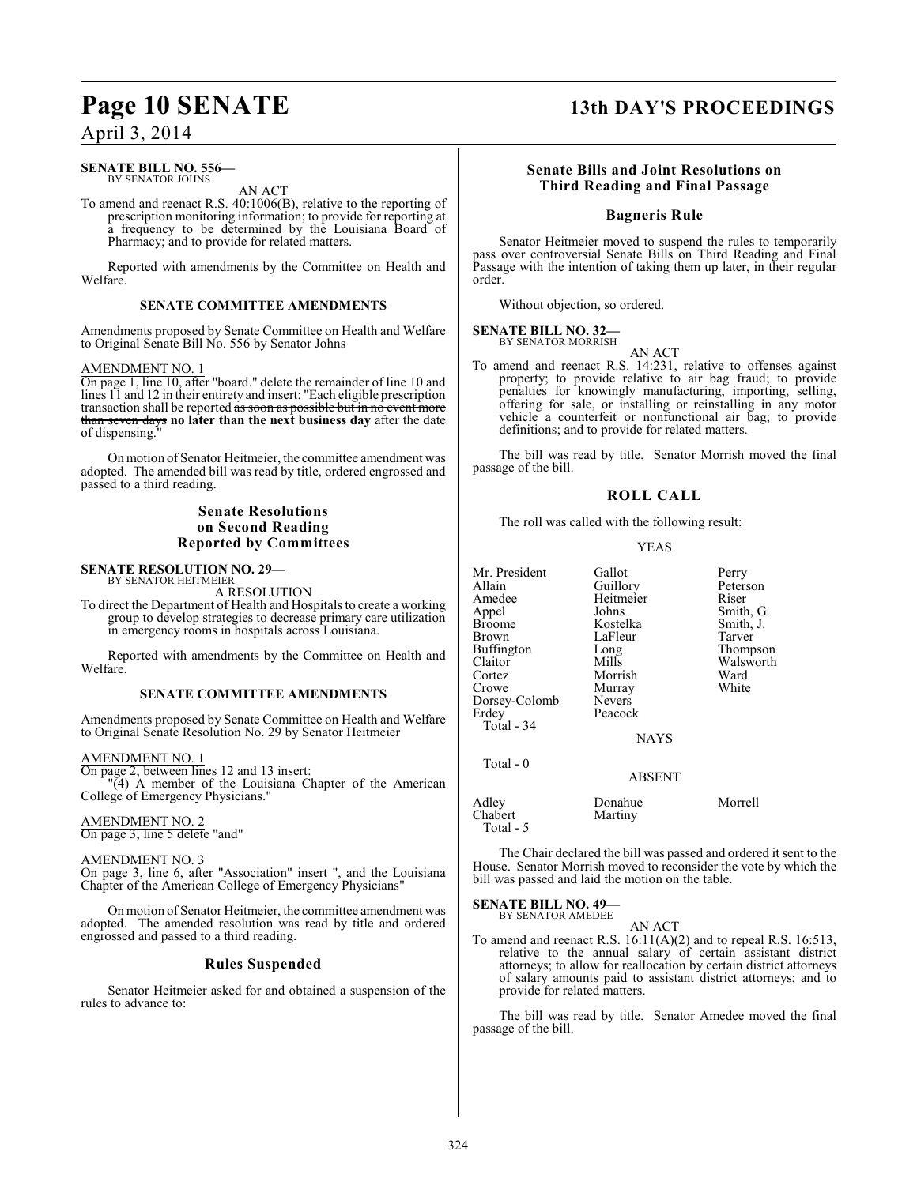**SENATE BILL NO. 556—**
BY SENATOR JOHNS

AN ACT

To amend and reenact R.S. 40:1006(B), relative to the reporting of prescription monitoring information; to provide for reporting at a frequency to be determined by the Louisiana Board of Pharmacy; and to provide for related matters.

Reported with amendments by the Committee on Health and Welfare.

### SENATE COMMITTEE AMENDMENTS

Amendments proposed by Senate Committee on Health and Welfare to Original Senate Bill No. 556 by Senator Johns

AMENDMENT NO. 1

On page 1, line 10, after "board." delete the remainder of line 10 and lines 11 and 12 in their entirety and insert: "Each eligible prescription transaction shall be reported ~~as soon as possible but in no event more than seven days~~ **no later than the next business day** after the date of dispensing."

On motion of Senator Heitmeier, the committee amendment was adopted. The amended bill was read by title, ordered engrossed and passed to a third reading.

## Senate Resolutions on Second Reading Reported by Committees

**SENATE RESOLUTION NO. 29—**
BY SENATOR HEITMEIER

A RESOLUTION

To direct the Department of Health and Hospitals to create a working group to develop strategies to decrease primary care utilization in emergency rooms in hospitals across Louisiana.

Reported with amendments by the Committee on Health and Welfare.

### SENATE COMMITTEE AMENDMENTS

Amendments proposed by Senate Committee on Health and Welfare to Original Senate Resolution No. 29 by Senator Heitmeier

AMENDMENT NO. 1

On page 2, between lines 12 and 13 insert:

"(4) A member of the Louisiana Chapter of the American College of Emergency Physicians."

AMENDMENT NO. 2

On page 3, line 5 delete "and"

AMENDMENT NO. 3

On page 3, line 6, after "Association" insert ", and the Louisiana Chapter of the American College of Emergency Physicians"

On motion of Senator Heitmeier, the committee amendment was adopted. The amended resolution was read by title and ordered engrossed and passed to a third reading.

## Rules Suspended

Senator Heitmeier asked for and obtained a suspension of the rules to advance to:

## Senate Bills and Joint Resolutions on Third Reading and Final Passage

### Bagneris Rule

Senator Heitmeier moved to suspend the rules to temporarily pass over controversial Senate Bills on Third Reading and Final Passage with the intention of taking them up later, in their regular order.

Without objection, so ordered.

**SENATE BILL NO. 32—**
BY SENATOR MORRISH

AN ACT

To amend and reenact R.S. 14:231, relative to offenses against property; to provide relative to air bag fraud; to provide penalties for knowingly manufacturing, importing, selling, offering for sale, or installing or reinstalling in any motor vehicle a counterfeit or nonfunctional air bag; to provide definitions; and to provide for related matters.

The bill was read by title. Senator Morrish moved the final passage of the bill.

### ROLL CALL

The roll was called with the following result:

YEAS

| | | |
|---|---|---|
| Mr. President | Gallot | Perry |
| Allain | Guillory | Peterson |
| Amedee | Heitmeier | Riser |
| Appel | Johns | Smith, G. |
| Broome | Kostelka | Smith, J. |
| Brown | LaFleur | Tarver |
| Buffington | Long | Thompson |
| Claitor | Mills | Walsworth |
| Cortez | Morrish | Ward |
| Crowe | Murray | White |
| Dorsey-Colomb | Nevers | |
| Erdey | Peacock | |

Total - 34

NAYS

Total - 0

ABSENT

| | | |
|---|---|---|
| Adley | Donahue | Morrell |
| Chabert | Martiny | |

Total - 5

The Chair declared the bill was passed and ordered it sent to the House. Senator Morrish moved to reconsider the vote by which the bill was passed and laid the motion on the table.

**SENATE BILL NO. 49—**
BY SENATOR AMEDEE

AN ACT

To amend and reenact R.S. 16:11(A)(2) and to repeal R.S. 16:513, relative to the annual salary of certain assistant district attorneys; to allow for reallocation by certain district attorneys of salary amounts paid to assistant district attorneys; and to provide for related matters.

The bill was read by title. Senator Amedee moved the final passage of the bill.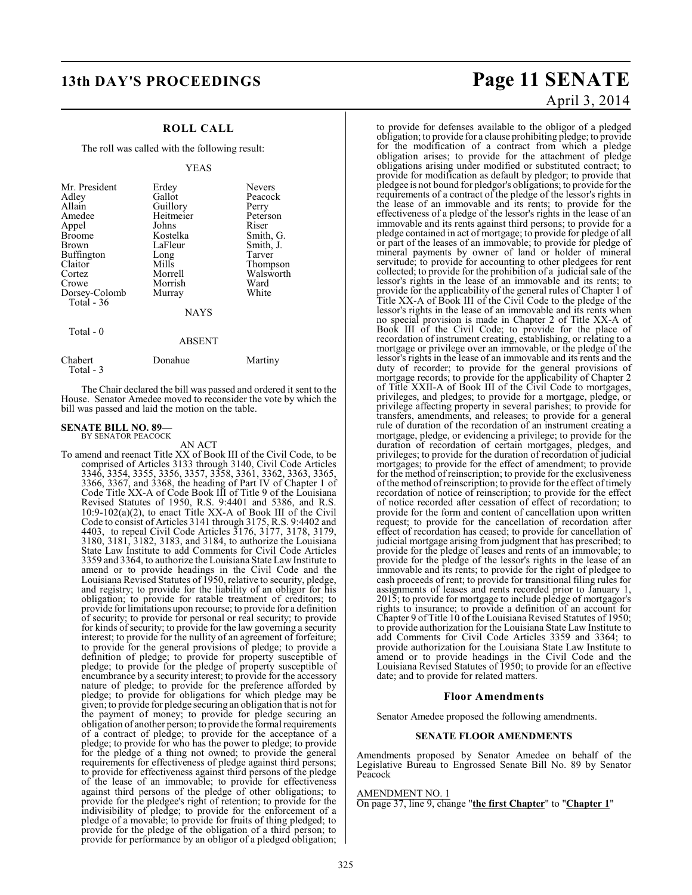## ROLL CALL

The roll was called with the following result:

YEAS

| | | |
|---|---|---|
| Mr. President | Erdey | Nevers |
| Adley | Gallot | Peacock |
| Allain | Guillory | Perry |
| Amedee | Heitmeier | Peterson |
| Appel | Johns | Riser |
| Broome | Kostelka | Smith, G. |
| Brown | LaFleur | Smith, J. |
| Buffington | Long | Tarver |
| Claitor | Mills | Thompson |
| Cortez | Morrell | Walsworth |
| Crowe | Morrish | Ward |
| Dorsey-Colomb | Murray | White |

Total - 36

NAYS

Total - 0

ABSENT

| | | |
|---|---|---|
| Chabert | Donahue | Martiny |

Total - 3

The Chair declared the bill was passed and ordered it sent to the House. Senator Amedee moved to reconsider the vote by which the bill was passed and laid the motion on the table.

**SENATE BILL NO. 89—**
BY SENATOR PEACOCK

AN ACT

To amend and reenact Title XX of Book III of the Civil Code, to be comprised of Articles 3133 through 3140, Civil Code Articles 3346, 3354, 3355, 3356, 3357, 3358, 3361, 3362, 3363, 3365, 3366, 3367, and 3368, the heading of Part IV of Chapter 1 of Code Title XX-A of Code Book III of Title 9 of the Louisiana Revised Statutes of 1950, R.S. 9:4401 and 5386, and R.S. 10:9-102(a)(2), to enact Title XX-A of Book III of the Civil Code to consist of Articles 3141 through 3175, R.S. 9:4402 and 4403, to repeal Civil Code Articles 3176, 3177, 3178, 3179, 3180, 3181, 3182, 3183, and 3184, to authorize the Louisiana State Law Institute to add Comments for Civil Code Articles 3359 and 3364, to authorize the Louisiana State Law Institute to amend or to provide headings in the Civil Code and the Louisiana Revised Statutes of 1950, relative to security, pledge, and registry; to provide for the liability of an obligor for his obligation; to provide for ratable treatment of creditors; to provide for limitations upon recourse; to provide for a definition of security; to provide for personal or real security; to provide for kinds of security; to provide for the law governing a security interest; to provide for the nullity of an agreement of forfeiture; to provide for the general provisions of pledge; to provide a definition of pledge; to provide for property susceptible of pledge; to provide for the pledge of property susceptible of encumbrance by a security interest; to provide for the accessory nature of pledge; to provide for the preference afforded by pledge; to provide for obligations for which pledge may be given; to provide for pledge securing an obligation that is not for the payment of money; to provide for pledge securing an obligation of another person; to provide the formal requirements of a contract of pledge; to provide for the acceptance of a pledge; to provide for who has the power to pledge; to provide for the pledge of a thing not owned; to provide the general requirements for effectiveness of pledge against third persons; to provide for effectiveness against third persons of the pledge of the lease of an immovable; to provide for effectiveness against third persons of the pledge of other obligations; to provide for the pledgee's right of retention; to provide for the indivisibility of pledge; to provide for the enforcement of a pledge of a movable; to provide for fruits of thing pledged; to provide for the pledge of the obligation of a third person; to provide for performance by an obligor of a pledged obligation; to provide for defenses available to the obligor of a pledged obligation; to provide for a clause prohibiting pledge; to provide for the modification of a contract from which a pledge obligation arises; to provide for the attachment of pledge obligations arising under modified or substituted contract; to provide for modification as default by pledgor; to provide that pledgee is not bound for pledgor's obligations; to provide for the requirements of a contract of the pledge of the lessor's rights in the lease of an immovable and its rents; to provide for the effectiveness of a pledge of the lessor's rights in the lease of an immovable and its rents against third persons; to provide for a pledge contained in act of mortgage; to provide for pledge of all or part of the leases of an immovable; to provide for pledge of mineral payments by owner of land or holder of mineral servitude; to provide for accounting to other pledgees for rent collected; to provide for the prohibition of a judicial sale of the lessor's rights in the lease of an immovable and its rents; to provide for the applicability of the general rules of Chapter 1 of Title XX-A of Book III of the Civil Code to the pledge of the lessor's rights in the lease of an immovable and its rents when no special provision is made in Chapter 2 of Title XX-A of Book III of the Civil Code; to provide for the place of recordation of instrument creating, establishing, or relating to a mortgage or privilege over an immovable, or the pledge of the lessor's rights in the lease of an immovable and its rents and the duty of recorder; to provide for the general provisions of mortgage records; to provide for the applicability of Chapter 2 of Title XXII-A of Book III of the Civil Code to mortgages, privileges, and pledges; to provide for a mortgage, pledge, or privilege affecting property in several parishes; to provide for transfers, amendments, and releases; to provide for a general rule of duration of the recordation of an instrument creating a mortgage, pledge, or evidencing a privilege; to provide for the duration of recordation of certain mortgages, pledges, and privileges; to provide for the duration of recordation of judicial mortgages; to provide for the effect of amendment; to provide for the method of reinscription; to provide for the exclusiveness of the method of reinscription; to provide for the effect of timely recordation of notice of reinscription; to provide for the effect of notice recorded after cessation of effect of recordation; to provide for the form and content of cancellation upon written request; to provide for the cancellation of recordation after effect of recordation has ceased; to provide for cancellation of judicial mortgage arising from judgment that has prescribed; to provide for the pledge of leases and rents of an immovable; to provide for the pledge of the lessor's rights in the lease of an immovable and its rents; to provide for the right of pledgee to cash proceeds of rent; to provide for transitional filing rules for assignments of leases and rents recorded prior to January 1, 2015; to provide for mortgage to include pledge of mortgagor's rights to insurance; to provide a definition of an account for Chapter 9 of Title 10 of the Louisiana Revised Statutes of 1950; to provide authorization for the Louisiana State Law Institute to add Comments for Civil Code Articles 3359 and 3364; to provide authorization for the Louisiana State Law Institute to amend or to provide headings in the Civil Code and the Louisiana Revised Statutes of 1950; to provide for an effective date; and to provide for related matters.

### Floor Amendments

Senator Amedee proposed the following amendments.

#### SENATE FLOOR AMENDMENTS

Amendments proposed by Senator Amedee on behalf of the Legislative Bureau to Engrossed Senate Bill No. 89 by Senator Peacock

AMENDMENT NO. 1
On page 37, line 9, change "**the first Chapter**" to "**Chapter 1**"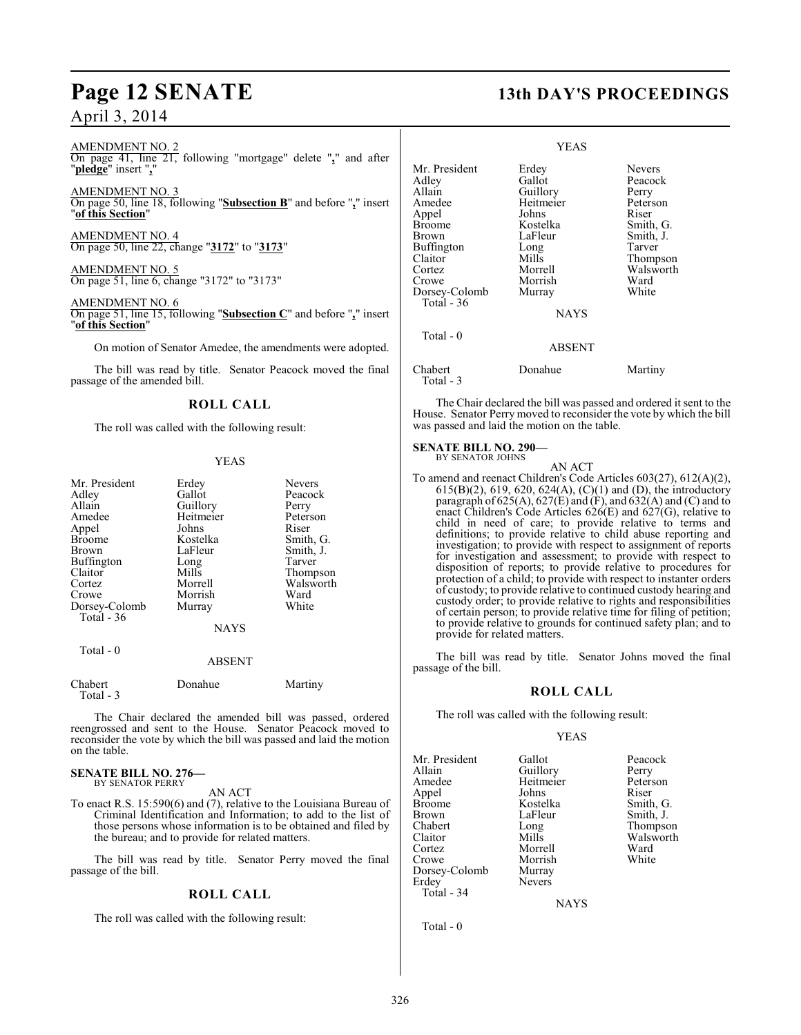AMENDMENT NO. 2
On page 41, line 21, following "mortgage" delete "**,**" and after "**pledge**" insert "**,**"

AMENDMENT NO. 3
On page 50, line 18, following "**Subsection B**" and before "**,**" insert "**of this Section**"

AMENDMENT NO. 4
On page 50, line 22, change "**3172**" to "**3173**"

AMENDMENT NO. 5
On page 51, line 6, change "3172" to "3173"

AMENDMENT NO. 6
On page 51, line 15, following "**Subsection C**" and before "**,**" insert "**of this Section**"

On motion of Senator Amedee, the amendments were adopted.

The bill was read by title. Senator Peacock moved the final passage of the amended bill.

## ROLL CALL

The roll was called with the following result:

YEAS

| | | |
|---|---|---|
| Mr. President | Erdey | Nevers |
| Adley | Gallot | Peacock |
| Allain | Guillory | Perry |
| Amedee | Heitmeier | Peterson |
| Appel | Johns | Riser |
| Broome | Kostelka | Smith, G. |
| Brown | LaFleur | Smith, J. |
| Buffington | Long | Tarver |
| Claitor | Mills | Thompson |
| Cortez | Morrell | Walsworth |
| Crowe | Morrish | Ward |
| Dorsey-Colomb | Murray | White |

Total - 36

NAYS

Total - 0

ABSENT

| | | |
|---|---|---|
| Chabert | Donahue | Martiny |

Total - 3

The Chair declared the amended bill was passed, ordered reengrossed and sent to the House. Senator Peacock moved to reconsider the vote by which the bill was passed and laid the motion on the table.

**SENATE BILL NO. 276—**
BY SENATOR PERRY

AN ACT

To enact R.S. 15:590(6) and (7), relative to the Louisiana Bureau of Criminal Identification and Information; to add to the list of those persons whose information is to be obtained and filed by the bureau; and to provide for related matters.

The bill was read by title. Senator Perry moved the final passage of the bill.

## ROLL CALL

The roll was called with the following result:

YEAS

| | | |
|---|---|---|
| Mr. President | Erdey | Nevers |
| Adley | Gallot | Peacock |
| Allain | Guillory | Perry |
| Amedee | Heitmeier | Peterson |
| Appel | Johns | Riser |
| Broome | Kostelka | Smith, G. |
| Brown | LaFleur | Smith, J. |
| Buffington | Long | Tarver |
| Claitor | Mills | Thompson |
| Cortez | Morrell | Walsworth |
| Crowe | Morrish | Ward |
| Dorsey-Colomb | Murray | White |

Total - 36

NAYS

Total - 0

ABSENT

| | | |
|---|---|---|
| Chabert | Donahue | Martiny |

Total - 3

The Chair declared the bill was passed and ordered it sent to the House. Senator Perry moved to reconsider the vote by which the bill was passed and laid the motion on the table.

**SENATE BILL NO. 290—**
BY SENATOR JOHNS

AN ACT

To amend and reenact Children's Code Articles 603(27), 612(A)(2), 615(B)(2), 619, 620, 624(A), (C)(1) and (D), the introductory paragraph of 625(A), 627(E) and (F), and 632(A) and (C) and to enact Children's Code Articles 626(E) and 627(G), relative to child in need of care; to provide relative to terms and definitions; to provide relative to child abuse reporting and investigation; to provide with respect to assignment of reports for investigation and assessment; to provide with respect to disposition of reports; to provide relative to procedures for protection of a child; to provide with respect to instanter orders of custody; to provide relative to continued custody hearing and custody order; to provide relative to rights and responsibilities of certain person; to provide relative time for filing of petition; to provide relative to grounds for continued safety plan; and to provide for related matters.

The bill was read by title. Senator Johns moved the final passage of the bill.

## ROLL CALL

The roll was called with the following result:

YEAS

| | | |
|---|---|---|
| Mr. President | Gallot | Peacock |
| Allain | Guillory | Perry |
| Amedee | Heitmeier | Peterson |
| Appel | Johns | Riser |
| Broome | Kostelka | Smith, G. |
| Brown | LaFleur | Smith, J. |
| Chabert | Long | Thompson |
| Claitor | Mills | Walsworth |
| Cortez | Morrell | Ward |
| Crowe | Morrish | White |
| Dorsey-Colomb | Murray | |
| Erdey | Nevers | |

Total - 34

NAYS

Total - 0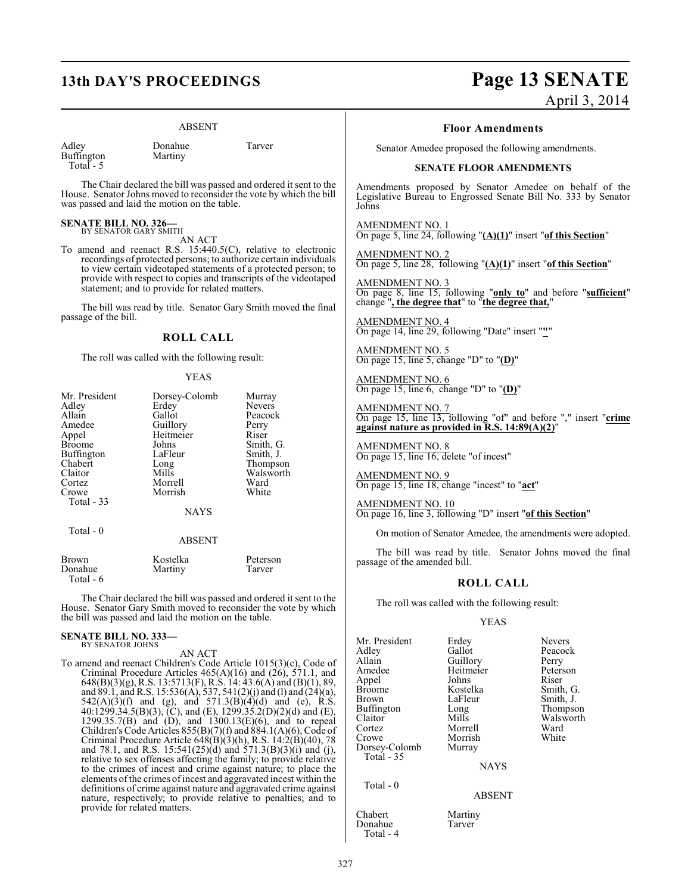ABSENT

| | | |
|---|---|---|
| Adley | Donahue | Tarver |
| Buffington | Martiny | |
| Total - 5 | | |

The Chair declared the bill was passed and ordered it sent to the House. Senator Johns moved to reconsider the vote by which the bill was passed and laid the motion on the table.

**SENATE BILL NO. 326—**
BY SENATOR GARY SMITH

AN ACT

To amend and reenact R.S. 15:440.5(C), relative to electronic recordings of protected persons; to authorize certain individuals to view certain videotaped statements of a protected person; to provide with respect to copies and transcripts of the videotaped statement; and to provide for related matters.

The bill was read by title. Senator Gary Smith moved the final passage of the bill.

## ROLL CALL

The roll was called with the following result:

YEAS

| | | |
|---|---|---|
| Mr. President | Dorsey-Colomb | Murray |
| Adley | Erdey | Nevers |
| Allain | Gallot | Peacock |
| Amedee | Guillory | Perry |
| Appel | Heitmeier | Riser |
| Broome | Johns | Smith, G. |
| Buffington | LaFleur | Smith, J. |
| Chabert | Long | Thompson |
| Claitor | Mills | Walsworth |
| Cortez | Morrell | Ward |
| Crowe | Morrish | White |
| Total - 33 | | |

NAYS

Total - 0

ABSENT

| | | |
|---|---|---|
| Brown | Kostelka | Peterson |
| Donahue | Martiny | Tarver |
| Total - 6 | | |

The Chair declared the bill was passed and ordered it sent to the House. Senator Gary Smith moved to reconsider the vote by which the bill was passed and laid the motion on the table.

**SENATE BILL NO. 333—**
BY SENATOR JOHNS

AN ACT

To amend and reenact Children's Code Article 1015(3)(c), Code of Criminal Procedure Articles 465(A)(16) and (26), 571.1, and 648(B)(3)(g), R.S. 13:5713(F), R.S. 14: 43.6(A) and (B)(1), 89, and 89.1, and R.S. 15:536(A), 537, 541(2)(j) and (l) and (24)(a), 542(A)(3)(f) and (g), and 571.3(B)(4)(d) and (e), R.S. 40:1299.34.5(B)(3), (C), and (E), 1299.35.2(D)(2)(d) and (E), 1299.35.7(B) and (D), and 1300.13(E)(6), and to repeal Children's Code Articles 855(B)(7)(f) and 884.1(A)(6), Code of Criminal Procedure Article 648(B)(3)(h), R.S. 14:2(B)(40), 78 and 78.1, and R.S. 15:541(25)(d) and 571.3(B)(3)(i) and (j), relative to sex offenses affecting the family; to provide relative to the crimes of incest and crime against nature; to place the elements of the crimes of incest and aggravated incest within the definitions of crime against nature and aggravated crime against nature, respectively; to provide relative to penalties; and to provide for related matters.

### Floor Amendments

Senator Amedee proposed the following amendments.

**SENATE FLOOR AMENDMENTS**

Amendments proposed by Senator Amedee on behalf of the Legislative Bureau to Engrossed Senate Bill No. 333 by Senator Johns

AMENDMENT NO. 1
On page 5, line 24, following "**(A)(1)**" insert "**of this Section**"

AMENDMENT NO. 2
On page 5, line 28, following "**(A)(1)**" insert "**of this Section**"

AMENDMENT NO. 3
On page 8, line 15, following "**only to**" and before "**sufficient**" change "**, the degree that**" to "**the degree that,**"

AMENDMENT NO. 4
On page 14, line 29, following "Date" insert "**"**"

AMENDMENT NO. 5
On page 15, line 5, change "D" to "**(D)**"

AMENDMENT NO. 6
On page 15, line 6, change "D" to "**(D)**"

AMENDMENT NO. 7
On page 15, line 13, following "of" and before "," insert "**crime against nature as provided in R.S. 14:89(A)(2)**"

AMENDMENT NO. 8
On page 15, line 16, delete "of incest"

AMENDMENT NO. 9
On page 15, line 18, change "incest" to "**act**"

AMENDMENT NO. 10
On page 16, line 3, following "D" insert "**of this Section**"

On motion of Senator Amedee, the amendments were adopted.

The bill was read by title. Senator Johns moved the final passage of the amended bill.

## ROLL CALL

The roll was called with the following result:

YEAS

| | | |
|---|---|---|
| Mr. President | Erdey | Nevers |
| Adley | Gallot | Peacock |
| Allain | Guillory | Perry |
| Amedee | Heitmeier | Peterson |
| Appel | Johns | Riser |
| Broome | Kostelka | Smith, G. |
| Brown | LaFleur | Smith, J. |
| Buffington | Long | Thompson |
| Claitor | Mills | Walsworth |
| Cortez | Morrell | Ward |
| Crowe | Morrish | White |
| Dorsey-Colomb | Murray | |
| Total - 35 | | |

NAYS

Total - 0

ABSENT

| | |
|---|---|
| Chabert | Martiny |
| Donahue | Tarver |
| Total - 4 | |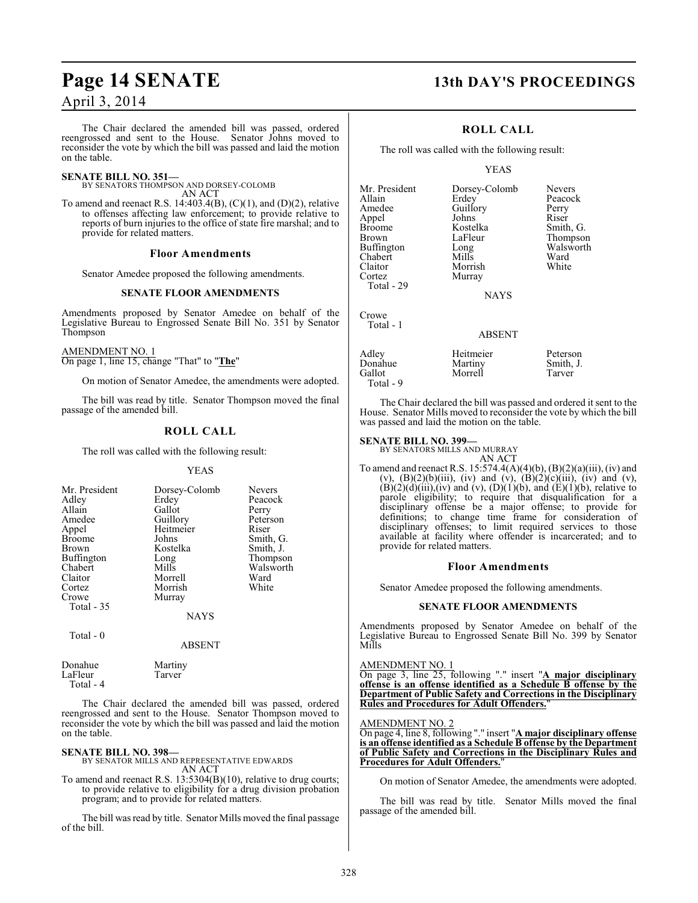The Chair declared the amended bill was passed, ordered reengrossed and sent to the House. Senator Johns moved to reconsider the vote by which the bill was passed and laid the motion on the table.

**SENATE BILL NO. 351—**
BY SENATORS THOMPSON AND DORSEY-COLOMB
AN ACT

To amend and reenact R.S. 14:403.4(B), (C)(1), and (D)(2), relative to offenses affecting law enforcement; to provide relative to reports of burn injuries to the office of state fire marshal; and to provide for related matters.

### Floor Amendments

Senator Amedee proposed the following amendments.

#### SENATE FLOOR AMENDMENTS

Amendments proposed by Senator Amedee on behalf of the Legislative Bureau to Engrossed Senate Bill No. 351 by Senator Thompson

AMENDMENT NO. 1
On page 1, line 15, change "That" to "**The**"

On motion of Senator Amedee, the amendments were adopted.

The bill was read by title. Senator Thompson moved the final passage of the amended bill.

### ROLL CALL

The roll was called with the following result:

YEAS

| | | |
|---|---|---|
| Mr. President | Dorsey-Colomb | Nevers |
| Adley | Erdey | Peacock |
| Allain | Gallot | Perry |
| Amedee | Guillory | Peterson |
| Appel | Heitmeier | Riser |
| Broome | Johns | Smith, G. |
| Brown | Kostelka | Smith, J. |
| Buffington | Long | Thompson |
| Chabert | Mills | Walsworth |
| Claitor | Morrell | Ward |
| Cortez | Morrish | White |
| Crowe | Murray | |
| Total - 35 | | |

NAYS

Total - 0

ABSENT

| | |
|---|---|
| Donahue | Martiny |
| LaFleur | Tarver |
| Total - 4 | |

The Chair declared the amended bill was passed, ordered reengrossed and sent to the House. Senator Thompson moved to reconsider the vote by which the bill was passed and laid the motion on the table.

**SENATE BILL NO. 398—**
BY SENATOR MILLS AND REPRESENTATIVE EDWARDS
AN ACT

To amend and reenact R.S. 13:5304(B)(10), relative to drug courts; to provide relative to eligibility for a drug division probation program; and to provide for related matters.

The bill was read by title. Senator Mills moved the final passage of the bill.

### ROLL CALL

The roll was called with the following result:

YEAS

| | | |
|---|---|---|
| Mr. President | Dorsey-Colomb | Nevers |
| Allain | Erdey | Peacock |
| Amedee | Guillory | Perry |
| Appel | Johns | Riser |
| Broome | Kostelka | Smith, G. |
| Brown | LaFleur | Thompson |
| Buffington | Long | Walsworth |
| Chabert | Mills | Ward |
| Claitor | Morrish | White |
| Cortez | Murray | |
| Total - 29 | | |

NAYS

Crowe
Total - 1

ABSENT

| | | |
|---|---|---|
| Adley | Heitmeier | Peterson |
| Donahue | Martiny | Smith, J. |
| Gallot | Morrell | Tarver |
| Total - 9 | | |

The Chair declared the bill was passed and ordered it sent to the House. Senator Mills moved to reconsider the vote by which the bill was passed and laid the motion on the table.

**SENATE BILL NO. 399—**
BY SENATORS MILLS AND MURRAY
AN ACT

To amend and reenact R.S. 15:574.4(A)(4)(b), (B)(2)(a)(iii), (iv) and (v), (B)(2)(b)(iii), (iv) and (v), (B)(2)(c)(iii), (iv) and (v), (B)(2)(d)(iii),(iv) and (v), (D)(1)(b), and (E)(1)(b), relative to parole eligibility; to require that disqualification for a disciplinary offense be a major offense; to provide for definitions; to change time frame for consideration of disciplinary offenses; to limit required services to those available at facility where offender is incarcerated; and to provide for related matters.

### Floor Amendments

Senator Amedee proposed the following amendments.

#### SENATE FLOOR AMENDMENTS

Amendments proposed by Senator Amedee on behalf of the Legislative Bureau to Engrossed Senate Bill No. 399 by Senator Mills

AMENDMENT NO. 1
On page 3, line 25, following "." insert "**A major disciplinary offense is an offense identified as a Schedule B offense by the Department of Public Safety and Corrections in the Disciplinary Rules and Procedures for Adult Offenders.**"

AMENDMENT NO. 2
On page 4, line 8, following "." insert "**A major disciplinary offense is an offense identified as a Schedule B offense by the Department of Public Safety and Corrections in the Disciplinary Rules and Procedures for Adult Offenders.**"

On motion of Senator Amedee, the amendments were adopted.

The bill was read by title. Senator Mills moved the final passage of the amended bill.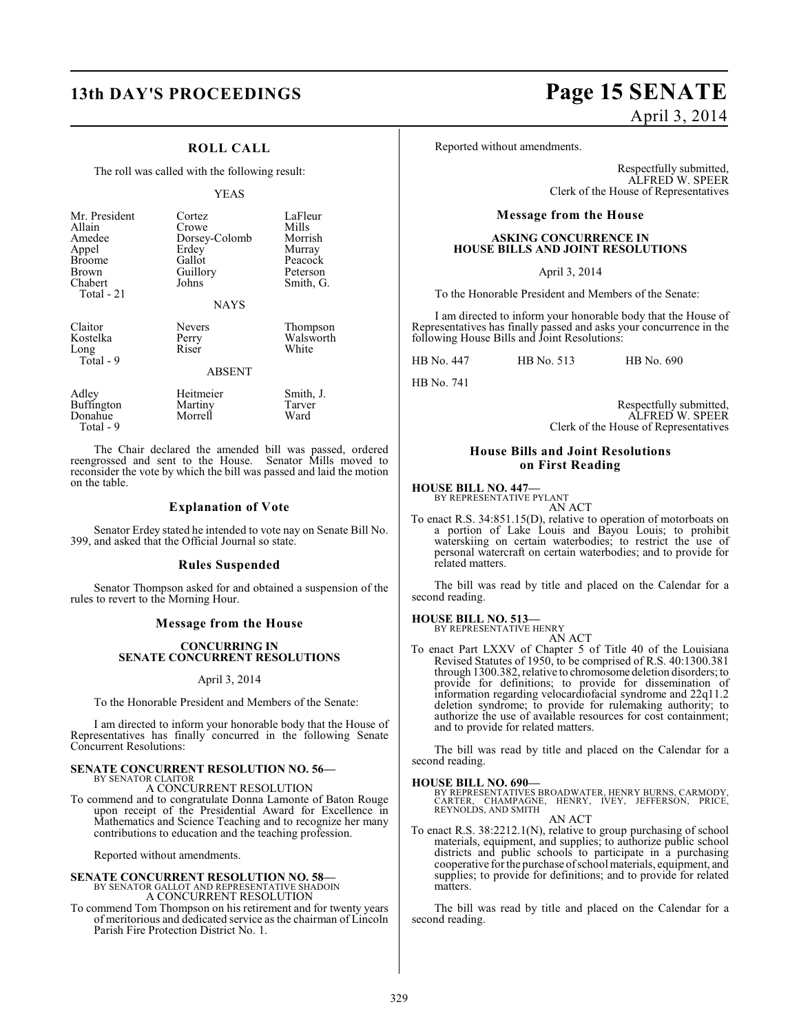## ROLL CALL

The roll was called with the following result:

YEAS

| | | |
|---|---|---|
| Mr. President | Cortez | LaFleur |
| Allain | Crowe | Mills |
| Amedee | Dorsey-Colomb | Morrish |
| Appel | Erdey | Murray |
| Broome | Gallot | Peacock |
| Brown | Guillory | Peterson |
| Chabert | Johns | Smith, G. |
| Total - 21 | | |

NAYS

| | | |
|---|---|---|
| Claitor | Nevers | Thompson |
| Kostelka | Perry | Walsworth |
| Long | Riser | White |
| Total - 9 | | |

ABSENT

| | | |
|---|---|---|
| Adley | Heitmeier | Smith, J. |
| Buffington | Martiny | Tarver |
| Donahue | Morrell | Ward |
| Total - 9 | | |

The Chair declared the amended bill was passed, ordered reengrossed and sent to the House. Senator Mills moved to reconsider the vote by which the bill was passed and laid the motion on the table.

## Explanation of Vote

Senator Erdey stated he intended to vote nay on Senate Bill No. 399, and asked that the Official Journal so state.

## Rules Suspended

Senator Thompson asked for and obtained a suspension of the rules to revert to the Morning Hour.

## Message from the House

### CONCURRING IN SENATE CONCURRENT RESOLUTIONS

April 3, 2014

To the Honorable President and Members of the Senate:

I am directed to inform your honorable body that the House of Representatives has finally concurred in the following Senate Concurrent Resolutions:

**SENATE CONCURRENT RESOLUTION NO. 56—**
BY SENATOR CLAITOR
A CONCURRENT RESOLUTION

To commend and to congratulate Donna Lamonte of Baton Rouge upon receipt of the Presidential Award for Excellence in Mathematics and Science Teaching and to recognize her many contributions to education and the teaching profession.

Reported without amendments.

**SENATE CONCURRENT RESOLUTION NO. 58—**
BY SENATOR GALLOT AND REPRESENTATIVE SHADOIN
A CONCURRENT RESOLUTION

To commend Tom Thompson on his retirement and for twenty years of meritorious and dedicated service as the chairman of Lincoln Parish Fire Protection District No. 1.

Reported without amendments.

Respectfully submitted,
ALFRED W. SPEER
Clerk of the House of Representatives

## Message from the House

### ASKING CONCURRENCE IN HOUSE BILLS AND JOINT RESOLUTIONS

April 3, 2014

To the Honorable President and Members of the Senate:

I am directed to inform your honorable body that the House of Representatives has finally passed and asks your concurrence in the following House Bills and Joint Resolutions:

| | | |
|---|---|---|
| HB No. 447 | HB No. 513 | HB No. 690 |
| HB No. 741 | | |

Respectfully submitted,
ALFRED W. SPEER
Clerk of the House of Representatives

## House Bills and Joint Resolutions on First Reading

**HOUSE BILL NO. 447—**
BY REPRESENTATIVE PYLANT
AN ACT

To enact R.S. 34:851.15(D), relative to operation of motorboats on a portion of Lake Louis and Bayou Louis; to prohibit waterskiing on certain waterbodies; to restrict the use of personal watercraft on certain waterbodies; and to provide for related matters.

The bill was read by title and placed on the Calendar for a second reading.

**HOUSE BILL NO. 513—**
BY REPRESENTATIVE HENRY
AN ACT

To enact Part LXXV of Chapter 5 of Title 40 of the Louisiana Revised Statutes of 1950, to be comprised of R.S. 40:1300.381 through 1300.382, relative to chromosome deletion disorders; to provide for definitions; to provide for dissemination of information regarding velocardiofacial syndrome and 22q11.2 deletion syndrome; to provide for rulemaking authority; to authorize the use of available resources for cost containment; and to provide for related matters.

The bill was read by title and placed on the Calendar for a second reading.

**HOUSE BILL NO. 690—**
BY REPRESENTATIVES BROADWATER, HENRY BURNS, CARMODY, CARTER, CHAMPAGNE, HENRY, IVEY, JEFFERSON, PRICE, REYNOLDS, AND SMITH
AN ACT

To enact R.S. 38:2212.1(N), relative to group purchasing of school materials, equipment, and supplies; to authorize public school districts and public schools to participate in a purchasing cooperative for the purchase of school materials, equipment, and supplies; to provide for definitions; and to provide for related matters.

The bill was read by title and placed on the Calendar for a second reading.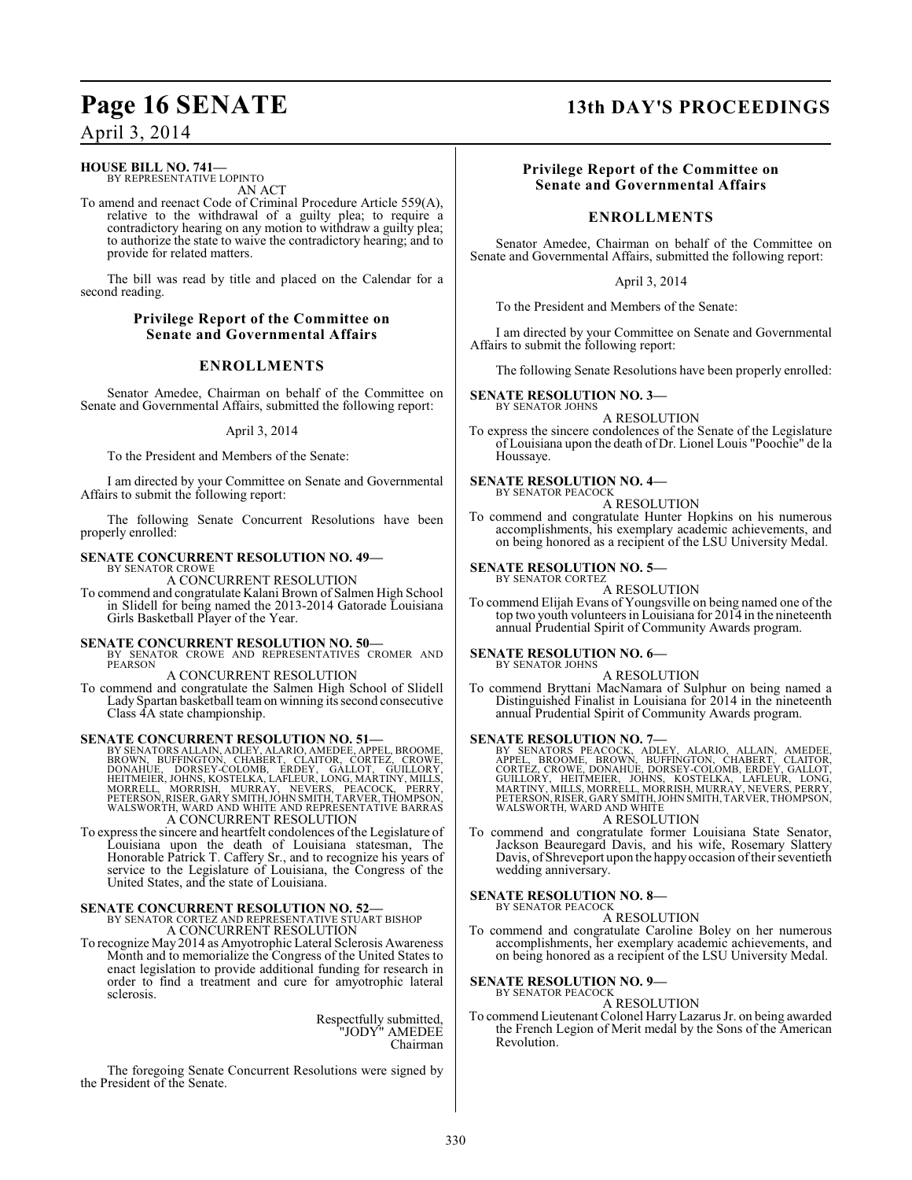**HOUSE BILL NO. 741—**
BY REPRESENTATIVE LOPINTO

AN ACT

To amend and reenact Code of Criminal Procedure Article 559(A), relative to the withdrawal of a guilty plea; to require a contradictory hearing on any motion to withdraw a guilty plea; to authorize the state to waive the contradictory hearing; and to provide for related matters.

The bill was read by title and placed on the Calendar for a second reading.

## Privilege Report of the Committee on Senate and Governmental Affairs

### ENROLLMENTS

Senator Amedee, Chairman on behalf of the Committee on Senate and Governmental Affairs, submitted the following report:

April 3, 2014

To the President and Members of the Senate:

I am directed by your Committee on Senate and Governmental Affairs to submit the following report:

The following Senate Concurrent Resolutions have been properly enrolled:

**SENATE CONCURRENT RESOLUTION NO. 49—**
BY SENATOR CROWE

A CONCURRENT RESOLUTION

To commend and congratulate Kalani Brown of Salmen High School in Slidell for being named the 2013-2014 Gatorade Louisiana Girls Basketball Player of the Year.

**SENATE CONCURRENT RESOLUTION NO. 50—**
BY SENATOR CROWE AND REPRESENTATIVES CROMER AND PEARSON

A CONCURRENT RESOLUTION

To commend and congratulate the Salmen High School of Slidell Lady Spartan basketball team on winning its second consecutive Class 4A state championship.

**SENATE CONCURRENT RESOLUTION NO. 51—**
BY SENATORS ALLAIN, ADLEY, ALARIO, AMEDEE, APPEL, BROOME, BROWN, BUFFINGTON, CHABERT, CLAITOR, CORTEZ, CROWE, DONAHUE, DORSEY-COLOMB, ERDEY, GALLOT, GUILLORY, HEITMEIER, JOHNS, KOSTELKA, LAFLEUR, LONG, MARTINY, MILLS, MORRELL, MORRISH, MURRAY, NEVERS, PEACOCK, PERRY, PETERSON, RISER, GARY SMITH, JOHN SMITH, TARVER, THOMPSON, WALSWORTH, WARD AND WHITE AND REPRESENTATIVE BARRAS

A CONCURRENT RESOLUTION

To express the sincere and heartfelt condolences of the Legislature of Louisiana upon the death of Louisiana statesman, The Honorable Patrick T. Caffery Sr., and to recognize his years of service to the Legislature of Louisiana, the Congress of the United States, and the state of Louisiana.

**SENATE CONCURRENT RESOLUTION NO. 52—**
BY SENATOR CORTEZ AND REPRESENTATIVE STUART BISHOP

A CONCURRENT RESOLUTION

To recognize May 2014 as Amyotrophic Lateral Sclerosis Awareness Month and to memorialize the Congress of the United States to enact legislation to provide additional funding for research in order to find a treatment and cure for amyotrophic lateral sclerosis.

Respectfully submitted,
"JODY" AMEDEE
Chairman

The foregoing Senate Concurrent Resolutions were signed by the President of the Senate.

## Privilege Report of the Committee on Senate and Governmental Affairs

### ENROLLMENTS

Senator Amedee, Chairman on behalf of the Committee on Senate and Governmental Affairs, submitted the following report:

April 3, 2014

To the President and Members of the Senate:

I am directed by your Committee on Senate and Governmental Affairs to submit the following report:

The following Senate Resolutions have been properly enrolled:

**SENATE RESOLUTION NO. 3—**
BY SENATOR JOHNS

A RESOLUTION

To express the sincere condolences of the Senate of the Legislature of Louisiana upon the death of Dr. Lionel Louis "Poochie" de la Houssaye.

**SENATE RESOLUTION NO. 4—**
BY SENATOR PEACOCK

A RESOLUTION

To commend and congratulate Hunter Hopkins on his numerous accomplishments, his exemplary academic achievements, and on being honored as a recipient of the LSU University Medal.

**SENATE RESOLUTION NO. 5—**
BY SENATOR CORTEZ

A RESOLUTION

To commend Elijah Evans of Youngsville on being named one of the top two youth volunteers in Louisiana for 2014 in the nineteenth annual Prudential Spirit of Community Awards program.

**SENATE RESOLUTION NO. 6—**
BY SENATOR JOHNS

A RESOLUTION

To commend Bryttani MacNamara of Sulphur on being named a Distinguished Finalist in Louisiana for 2014 in the nineteenth annual Prudential Spirit of Community Awards program.

**SENATE RESOLUTION NO. 7—**
BY SENATORS PEACOCK, ADLEY, ALARIO, ALLAIN, AMEDEE, APPEL, BROOME, BROWN, BUFFINGTON, CHABERT, CLAITOR, CORTEZ, CROWE, DONAHUE, DORSEY-COLOMB, ERDEY, GALLOT, GUILLORY, HEITMEIER, JOHNS, KOSTELKA, LAFLEUR, LONG, MARTINY, MILLS, MORRELL, MORRISH, MURRAY, NEVERS, PERRY, PETERSON, RISER, GARY SMITH, JOHN SMITH, TARVER, THOMPSON, WALSWORTH, WARD AND WHITE

A RESOLUTION

To commend and congratulate former Louisiana State Senator, Jackson Beauregard Davis, and his wife, Rosemary Slattery Davis, of Shreveport upon the happy occasion of their seventieth wedding anniversary.

**SENATE RESOLUTION NO. 8—**
BY SENATOR PEACOCK

A RESOLUTION

To commend and congratulate Caroline Boley on her numerous accomplishments, her exemplary academic achievements, and on being honored as a recipient of the LSU University Medal.

**SENATE RESOLUTION NO. 9—**
BY SENATOR PEACOCK

A RESOLUTION

To commend Lieutenant Colonel Harry Lazarus Jr. on being awarded the French Legion of Merit medal by the Sons of the American Revolution.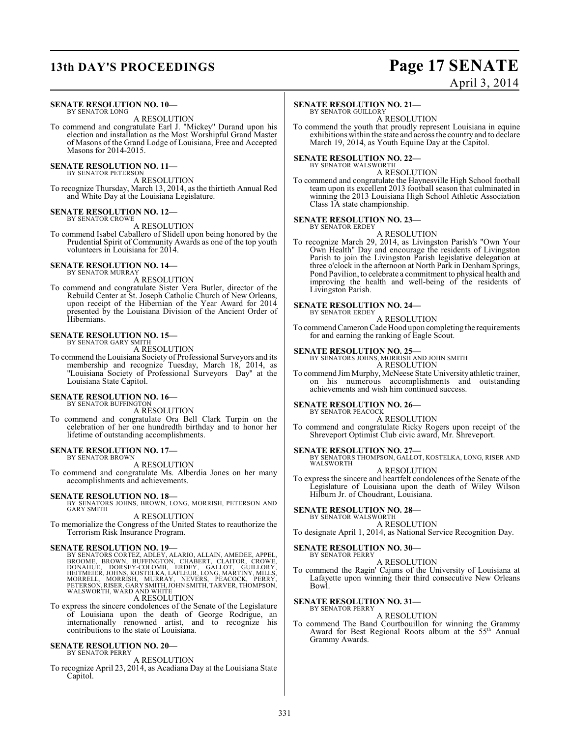**SENATE RESOLUTION NO. 10—**
BY SENATOR LONG

A RESOLUTION

To commend and congratulate Earl J. "Mickey" Durand upon his election and installation as the Most Worshipful Grand Master of Masons of the Grand Lodge of Louisiana, Free and Accepted Masons for 2014-2015.

**SENATE RESOLUTION NO. 11—**
BY SENATOR PETERSON

A RESOLUTION

To recognize Thursday, March 13, 2014, as the thirtieth Annual Red and White Day at the Louisiana Legislature.

**SENATE RESOLUTION NO. 12—**
BY SENATOR CROWE

A RESOLUTION

To commend Isabel Caballero of Slidell upon being honored by the Prudential Spirit of Community Awards as one of the top youth volunteers in Louisiana for 2014.

**SENATE RESOLUTION NO. 14—**
BY SENATOR MURRAY

A RESOLUTION

To commend and congratulate Sister Vera Butler, director of the Rebuild Center at St. Joseph Catholic Church of New Orleans, upon receipt of the Hibernian of the Year Award for 2014 presented by the Louisiana Division of the Ancient Order of Hibernians.

**SENATE RESOLUTION NO. 15—**
BY SENATOR GARY SMITH

A RESOLUTION

To commend the Louisiana Society of Professional Surveyors and its membership and recognize Tuesday, March 18, 2014, as "Louisiana Society of Professional Surveyors Day" at the Louisiana State Capitol.

**SENATE RESOLUTION NO. 16—**
BY SENATOR BUFFINGTON

A RESOLUTION

To commend and congratulate Ora Bell Clark Turpin on the celebration of her one hundredth birthday and to honor her lifetime of outstanding accomplishments.

**SENATE RESOLUTION NO. 17—**
BY SENATOR BROWN

A RESOLUTION

To commend and congratulate Ms. Alberdia Jones on her many accomplishments and achievements.

**SENATE RESOLUTION NO. 18—**
BY SENATORS JOHNS, BROWN, LONG, MORRISH, PETERSON AND GARY SMITH

A RESOLUTION

To memorialize the Congress of the United States to reauthorize the Terrorism Risk Insurance Program.

**SENATE RESOLUTION NO. 19—**
BY SENATORS CORTEZ, ADLEY, ALARIO, ALLAIN, AMEDEE, APPEL, BROOME, BROWN, BUFFINGTON, CHABERT, CLAITOR, CROWE, DONAHUE, DORSEY-COLOMB, ERDEY, GALLOT, GUILLORY, HEITMEIER, JOHNS, KOSTELKA, LAFLEUR, LONG, MARTINY, MILLS, MORRELL, MORRISH, MURRAY, NEVERS, PEACOCK, PERRY, PETERSON, RISER, GARY SMITH, JOHN SMITH, TARVER, THOMPSON, WALSWORTH, WARD AND WHITE

A RESOLUTION

To express the sincere condolences of the Senate of the Legislature of Louisiana upon the death of George Rodrigue, an internationally renowned artist, and to recognize his contributions to the state of Louisiana.

**SENATE RESOLUTION NO. 20—**
BY SENATOR PERRY

A RESOLUTION

To recognize April 23, 2014, as Acadiana Day at the Louisiana State Capitol.

**SENATE RESOLUTION NO. 21—**
BY SENATOR GUILLORY

A RESOLUTION

To commend the youth that proudly represent Louisiana in equine exhibitions within the state and across the country and to declare March 19, 2014, as Youth Equine Day at the Capitol.

**SENATE RESOLUTION NO. 22—**
BY SENATOR WALSWORTH

A RESOLUTION

To commend and congratulate the Haynesville High School football team upon its excellent 2013 football season that culminated in winning the 2013 Louisiana High School Athletic Association Class 1A state championship.

**SENATE RESOLUTION NO. 23—**
BY SENATOR ERDEY

A RESOLUTION

To recognize March 29, 2014, as Livingston Parish's "Own Your Own Health" Day and encourage the residents of Livingston Parish to join the Livingston Parish legislative delegation at three o'clock in the afternoon at North Park in Denham Springs, Pond Pavilion, to celebrate a commitment to physical health and improving the health and well-being of the residents of Livingston Parish.

**SENATE RESOLUTION NO. 24—**
BY SENATOR ERDEY

A RESOLUTION

To commend Cameron Cade Hood upon completing the requirements for and earning the ranking of Eagle Scout.

**SENATE RESOLUTION NO. 25—**
BY SENATORS JOHNS, MORRISH AND JOHN SMITH

A RESOLUTION

To commend Jim Murphy, McNeese State University athletic trainer, on his numerous accomplishments and outstanding achievements and wish him continued success.

**SENATE RESOLUTION NO. 26—**
BY SENATOR PEACOCK

A RESOLUTION

To commend and congratulate Ricky Rogers upon receipt of the Shreveport Optimist Club civic award, Mr. Shreveport.

**SENATE RESOLUTION NO. 27—**
BY SENATORS THOMPSON, GALLOT, KOSTELKA, LONG, RISER AND WALSWORTH

A RESOLUTION

To express the sincere and heartfelt condolences of the Senate of the Legislature of Louisiana upon the death of Wiley Wilson Hilburn Jr. of Choudrant, Louisiana.

**SENATE RESOLUTION NO. 28—**
BY SENATOR WALSWORTH

A RESOLUTION

To designate April 1, 2014, as National Service Recognition Day.

**SENATE RESOLUTION NO. 30—**
BY SENATOR PERRY

A RESOLUTION

To commend the Ragin' Cajuns of the University of Louisiana at Lafayette upon winning their third consecutive New Orleans Bowl.

**SENATE RESOLUTION NO. 31—**
BY SENATOR PERRY

A RESOLUTION

To commend The Band Courtbouillon for winning the Grammy Award for Best Regional Roots album at the 55th Annual Grammy Awards.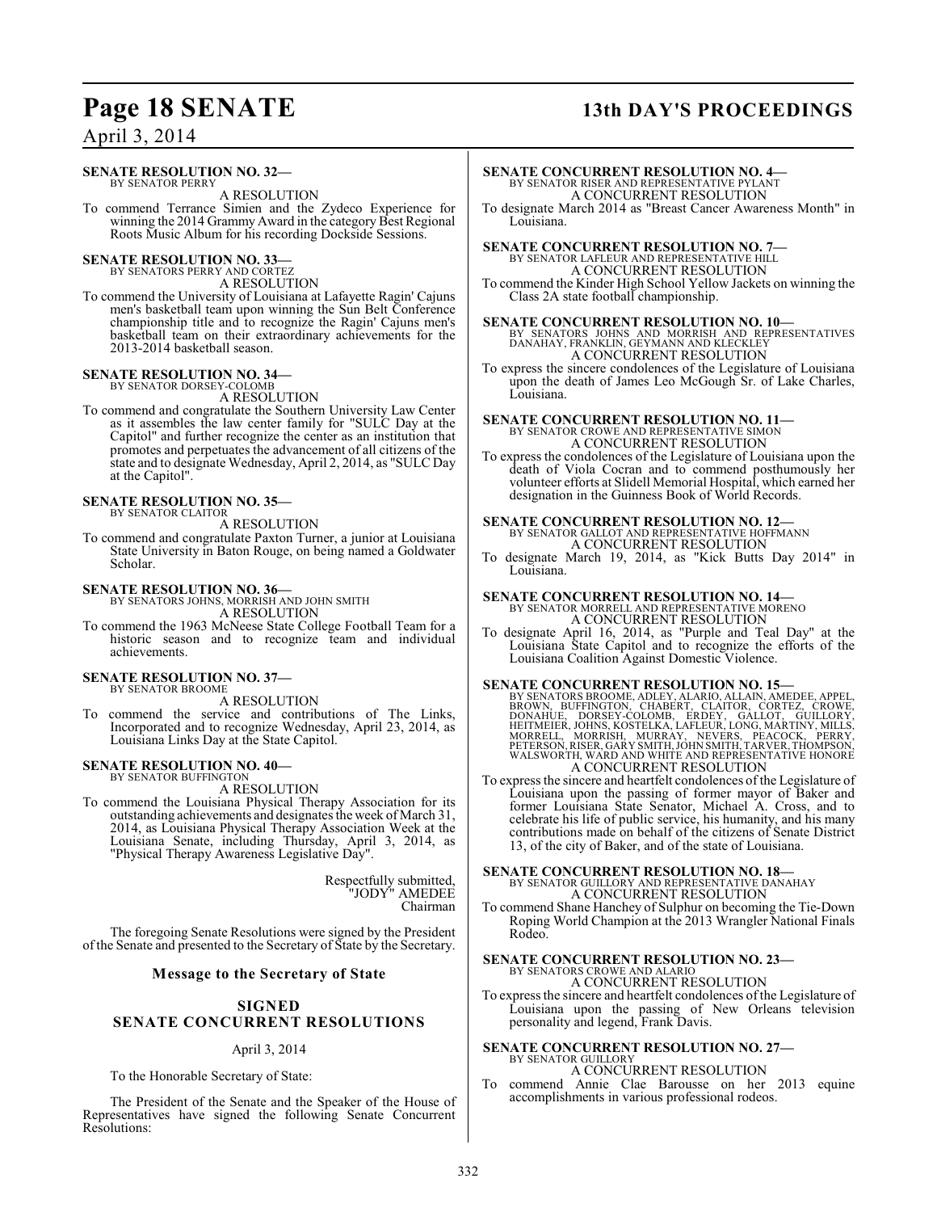**SENATE RESOLUTION NO. 32—**
BY SENATOR PERRY

A RESOLUTION

To commend Terrance Simien and the Zydeco Experience for winning the 2014 Grammy Award in the category Best Regional Roots Music Album for his recording Dockside Sessions.

**SENATE RESOLUTION NO. 33—**
BY SENATORS PERRY AND CORTEZ

A RESOLUTION

To commend the University of Louisiana at Lafayette Ragin' Cajuns men's basketball team upon winning the Sun Belt Conference championship title and to recognize the Ragin' Cajuns men's basketball team on their extraordinary achievements for the 2013-2014 basketball season.

**SENATE RESOLUTION NO. 34—**
BY SENATOR DORSEY-COLOMB

A RESOLUTION

To commend and congratulate the Southern University Law Center as it assembles the law center family for "SULC Day at the Capitol" and further recognize the center as an institution that promotes and perpetuates the advancement of all citizens of the state and to designate Wednesday, April 2, 2014, as "SULC Day at the Capitol".

**SENATE RESOLUTION NO. 35—**
BY SENATOR CLAITOR

A RESOLUTION

To commend and congratulate Paxton Turner, a junior at Louisiana State University in Baton Rouge, on being named a Goldwater Scholar.

**SENATE RESOLUTION NO. 36—**
BY SENATORS JOHNS, MORRISH AND JOHN SMITH

A RESOLUTION

To commend the 1963 McNeese State College Football Team for a historic season and to recognize team and individual achievements.

**SENATE RESOLUTION NO. 37—**
BY SENATOR BROOME

A RESOLUTION

To commend the service and contributions of The Links, Incorporated and to recognize Wednesday, April 23, 2014, as Louisiana Links Day at the State Capitol.

**SENATE RESOLUTION NO. 40—**
BY SENATOR BUFFINGTON

A RESOLUTION

To commend the Louisiana Physical Therapy Association for its outstanding achievements and designates the week of March 31, 2014, as Louisiana Physical Therapy Association Week at the Louisiana Senate, including Thursday, April 3, 2014, as "Physical Therapy Awareness Legislative Day".

Respectfully submitted,
"JODY" AMEDEE
Chairman

The foregoing Senate Resolutions were signed by the President of the Senate and presented to the Secretary of State by the Secretary.

## Message to the Secretary of State

### SIGNED SENATE CONCURRENT RESOLUTIONS

April 3, 2014

To the Honorable Secretary of State:

The President of the Senate and the Speaker of the House of Representatives have signed the following Senate Concurrent Resolutions:

**SENATE CONCURRENT RESOLUTION NO. 4—**
BY SENATOR RISER AND REPRESENTATIVE PYLANT

A CONCURRENT RESOLUTION

To designate March 2014 as "Breast Cancer Awareness Month" in Louisiana.

**SENATE CONCURRENT RESOLUTION NO. 7—**
BY SENATOR LAFLEUR AND REPRESENTATIVE HILL

A CONCURRENT RESOLUTION

To commend the Kinder High School Yellow Jackets on winning the Class 2A state football championship.

**SENATE CONCURRENT RESOLUTION NO. 10—**
BY SENATORS JOHNS AND MORRISH AND REPRESENTATIVES DANAHAY, FRANKLIN, GEYMANN AND KLECKLEY

A CONCURRENT RESOLUTION

To express the sincere condolences of the Legislature of Louisiana upon the death of James Leo McGough Sr. of Lake Charles, Louisiana.

**SENATE CONCURRENT RESOLUTION NO. 11—**
BY SENATOR CROWE AND REPRESENTATIVE SIMON

A CONCURRENT RESOLUTION

To express the condolences of the Legislature of Louisiana upon the death of Viola Cocran and to commend posthumously her volunteer efforts at Slidell Memorial Hospital, which earned her designation in the Guinness Book of World Records.

**SENATE CONCURRENT RESOLUTION NO. 12—**
BY SENATOR GALLOT AND REPRESENTATIVE HOFFMANN

A CONCURRENT RESOLUTION

To designate March 19, 2014, as "Kick Butts Day 2014" in Louisiana.

**SENATE CONCURRENT RESOLUTION NO. 14—**
BY SENATOR MORRELL AND REPRESENTATIVE MORENO

A CONCURRENT RESOLUTION

To designate April 16, 2014, as "Purple and Teal Day" at the Louisiana State Capitol and to recognize the efforts of the Louisiana Coalition Against Domestic Violence.

**SENATE CONCURRENT RESOLUTION NO. 15—**
BY SENATORS BROOME, ADLEY, ALARIO, ALLAIN, AMEDEE, APPEL, BROWN, BUFFINGTON, CHABERT, CLAITOR, CORTEZ, CROWE, DONAHUE, DORSEY-COLOMB, ERDEY, GALLOT, GUILLORY, HEITMEIER, JOHNS, KOSTELKA, LAFLEUR, LONG, MARTINY, MILLS, MORRELL, MORRISH, MURRAY, NEVERS, PEACOCK, PERRY, PETERSON, RISER, GARY SMITH, JOHN SMITH, TARVER, THOMPSON, WALSWORTH, WARD AND WHITE AND REPRESENTATIVE HONORE

A CONCURRENT RESOLUTION

To express the sincere and heartfelt condolences of the Legislature of Louisiana upon the passing of former mayor of Baker and former Louisiana State Senator, Michael A. Cross, and to celebrate his life of public service, his humanity, and his many contributions made on behalf of the citizens of Senate District 13, of the city of Baker, and of the state of Louisiana.

**SENATE CONCURRENT RESOLUTION NO. 18—**
BY SENATOR GUILLORY AND REPRESENTATIVE DANAHAY

A CONCURRENT RESOLUTION

To commend Shane Hanchey of Sulphur on becoming the Tie-Down Roping World Champion at the 2013 Wrangler National Finals Rodeo.

**SENATE CONCURRENT RESOLUTION NO. 23—**
BY SENATORS CROWE AND ALARIO

A CONCURRENT RESOLUTION

To express the sincere and heartfelt condolences of the Legislature of Louisiana upon the passing of New Orleans television personality and legend, Frank Davis.

**SENATE CONCURRENT RESOLUTION NO. 27—**
BY SENATOR GUILLORY

A CONCURRENT RESOLUTION

To commend Annie Clae Barousse on her 2013 equine accomplishments in various professional rodeos.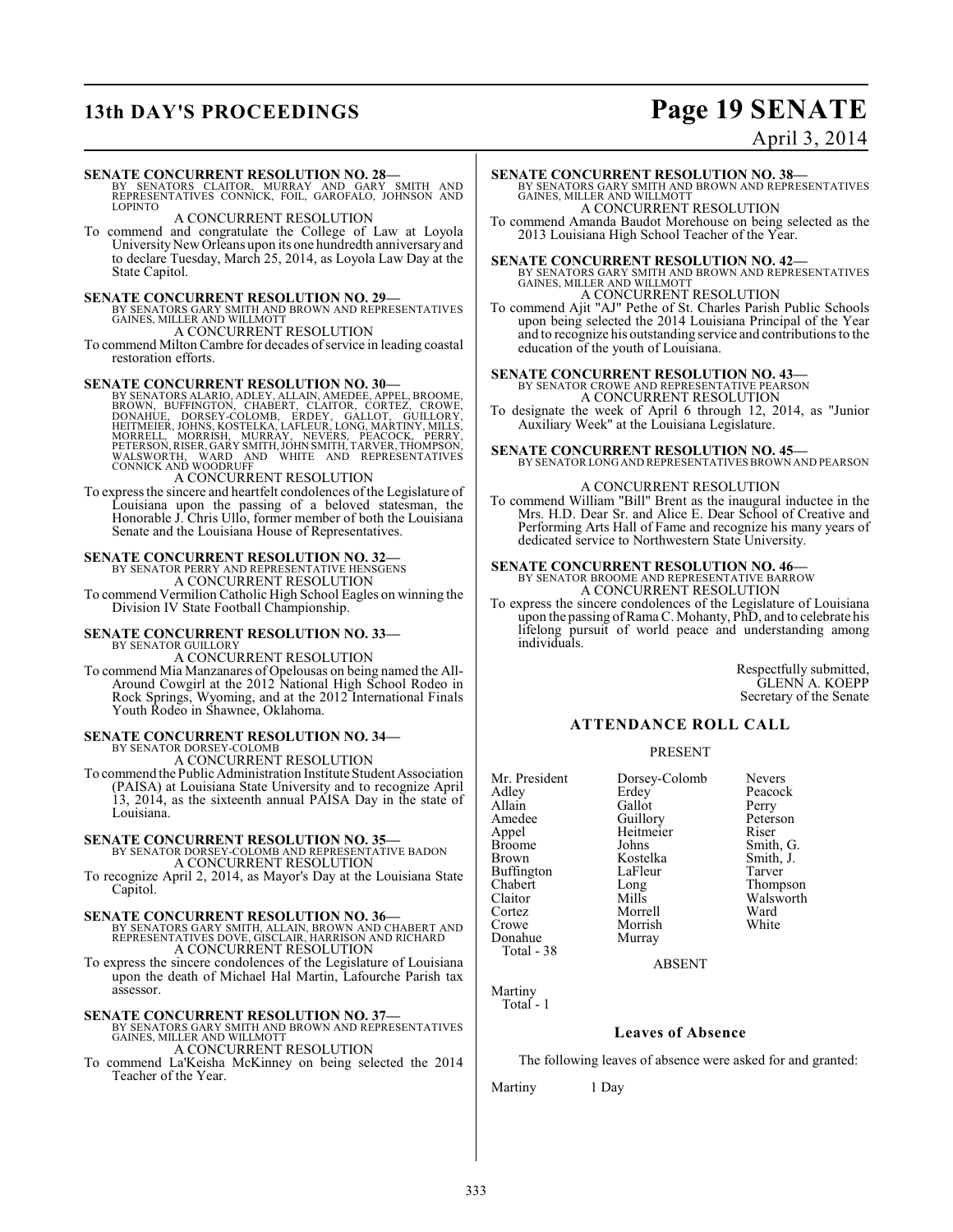**SENATE CONCURRENT RESOLUTION NO. 28—**
BY SENATORS CLAITOR, MURRAY AND GARY SMITH AND REPRESENTATIVES CONNICK, FOIL, GAROFALO, JOHNSON AND LOPINTO

A CONCURRENT RESOLUTION

To commend and congratulate the College of Law at Loyola University New Orleans upon its one hundredth anniversary and to declare Tuesday, March 25, 2014, as Loyola Law Day at the State Capitol.

**SENATE CONCURRENT RESOLUTION NO. 29—**
BY SENATORS GARY SMITH AND BROWN AND REPRESENTATIVES GAINES, MILLER AND WILLMOTT

A CONCURRENT RESOLUTION

To commend Milton Cambre for decades of service in leading coastal restoration efforts.

**SENATE CONCURRENT RESOLUTION NO. 30—**
BY SENATORS ALARIO, ADLEY, ALLAIN, AMEDEE, APPEL, BROOME, BROWN, BUFFINGTON, CHABERT, CLAITOR, CORTEZ, CROWE, DONAHUE, DORSEY-COLOMB, ERDEY, GALLOT, GUILLORY, HEITMEIER, JOHNS, KOSTELKA, LAFLEUR, LONG, MARTINY, MILLS, MORRELL, MORRISH, MURRAY, NEVERS, PEACOCK, PERRY, PETERSON, RISER, GARY SMITH, JOHN SMITH, TARVER, THOMPSON, WALSWORTH, WARD AND WHITE AND REPRESENTATIVES CONNICK AND WOODRUFF

A CONCURRENT RESOLUTION

To express the sincere and heartfelt condolences of the Legislature of Louisiana upon the passing of a beloved statesman, the Honorable J. Chris Ullo, former member of both the Louisiana Senate and the Louisiana House of Representatives.

**SENATE CONCURRENT RESOLUTION NO. 32—**
BY SENATOR PERRY AND REPRESENTATIVE HENSGENS

A CONCURRENT RESOLUTION

To commend Vermilion Catholic High School Eagles on winning the Division IV State Football Championship.

**SENATE CONCURRENT RESOLUTION NO. 33—**
BY SENATOR GUILLORY

A CONCURRENT RESOLUTION

To commend Mia Manzanares of Opelousas on being named the All-Around Cowgirl at the 2012 National High School Rodeo in Rock Springs, Wyoming, and at the 2012 International Finals Youth Rodeo in Shawnee, Oklahoma.

**SENATE CONCURRENT RESOLUTION NO. 34—**
BY SENATOR DORSEY-COLOMB

A CONCURRENT RESOLUTION

To commend the Public Administration Institute Student Association (PAISA) at Louisiana State University and to recognize April 13, 2014, as the sixteenth annual PAISA Day in the state of Louisiana.

**SENATE CONCURRENT RESOLUTION NO. 35—**
BY SENATOR DORSEY-COLOMB AND REPRESENTATIVE BADON

A CONCURRENT RESOLUTION

To recognize April 2, 2014, as Mayor's Day at the Louisiana State Capitol.

**SENATE CONCURRENT RESOLUTION NO. 36—**
BY SENATORS GARY SMITH, ALLAIN, BROWN AND CHABERT AND REPRESENTATIVES DOVE, GISCLAIR, HARRISON AND RICHARD

A CONCURRENT RESOLUTION

To express the sincere condolences of the Legislature of Louisiana upon the death of Michael Hal Martin, Lafourche Parish tax assessor.

**SENATE CONCURRENT RESOLUTION NO. 37—**
BY SENATORS GARY SMITH AND BROWN AND REPRESENTATIVES GAINES, MILLER AND WILLMOTT

A CONCURRENT RESOLUTION

To commend La'Keisha McKinney on being selected the 2014 Teacher of the Year.

**SENATE CONCURRENT RESOLUTION NO. 38—**
BY SENATORS GARY SMITH AND BROWN AND REPRESENTATIVES GAINES, MILLER AND WILLMOTT

A CONCURRENT RESOLUTION

To commend Amanda Baudot Morehouse on being selected as the 2013 Louisiana High School Teacher of the Year.

**SENATE CONCURRENT RESOLUTION NO. 42—**
BY SENATORS GARY SMITH AND BROWN AND REPRESENTATIVES GAINES, MILLER AND WILLMOTT

A CONCURRENT RESOLUTION

To commend Ajit "AJ" Pethe of St. Charles Parish Public Schools upon being selected the 2014 Louisiana Principal of the Year and to recognize his outstanding service and contributions to the education of the youth of Louisiana.

**SENATE CONCURRENT RESOLUTION NO. 43—**
BY SENATOR CROWE AND REPRESENTATIVE PEARSON

A CONCURRENT RESOLUTION

To designate the week of April 6 through 12, 2014, as "Junior Auxiliary Week" at the Louisiana Legislature.

**SENATE CONCURRENT RESOLUTION NO. 45—**
BY SENATOR LONG AND REPRESENTATIVES BROWN AND PEARSON

A CONCURRENT RESOLUTION

To commend William "Bill" Brent as the inaugural inductee in the Mrs. H.D. Dear Sr. and Alice E. Dear School of Creative and Performing Arts Hall of Fame and recognize his many years of dedicated service to Northwestern State University.

**SENATE CONCURRENT RESOLUTION NO. 46—**
BY SENATOR BROOME AND REPRESENTATIVE BARROW

A CONCURRENT RESOLUTION

To express the sincere condolences of the Legislature of Louisiana upon the passing of Rama C. Mohanty, PhD, and to celebrate his lifelong pursuit of world peace and understanding among individuals.

Respectfully submitted,
GLENN A. KOEPP
Secretary of the Senate

## ATTENDANCE ROLL CALL

PRESENT

| | | |
|---|---|---|
| Mr. President | Dorsey-Colomb | Nevers |
| Adley | Erdey | Peacock |
| Allain | Gallot | Perry |
| Amedee | Guillory | Peterson |
| Appel | Heitmeier | Riser |
| Broome | Johns | Smith, G. |
| Brown | Kostelka | Smith, J. |
| Buffington | LaFleur | Tarver |
| Chabert | Long | Thompson |
| Claitor | Mills | Walsworth |
| Cortez | Morrell | Ward |
| Crowe | Morrish | White |
| Donahue | Murray | |

Total - 38

ABSENT

Martiny
Total - 1

### Leaves of Absence

The following leaves of absence were asked for and granted:

Martiny 1 Day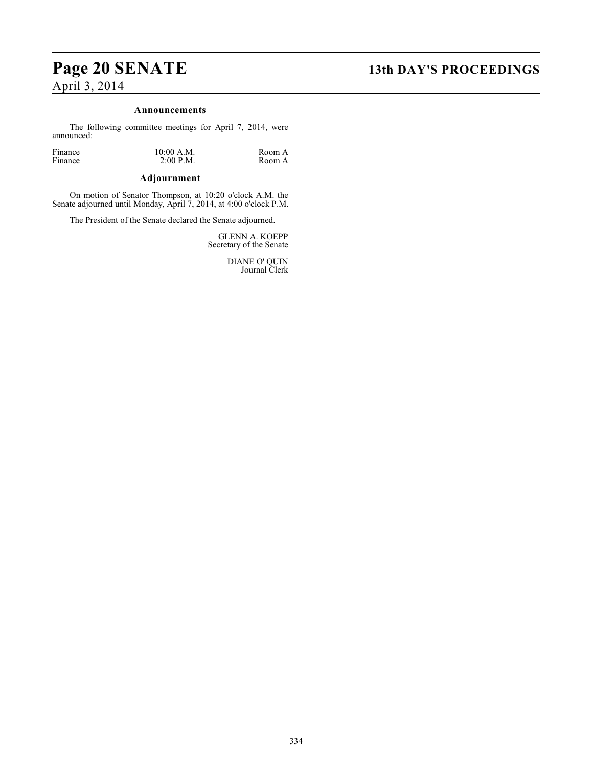### Announcements

The following committee meetings for April 7, 2014, were announced:

| | | |
|---|---|---|
| Finance | 10:00 A.M. | Room A |
| Finance | 2:00 P.M. | Room A |

### Adjournment

On motion of Senator Thompson, at 10:20 o'clock A.M. the Senate adjourned until Monday, April 7, 2014, at 4:00 o'clock P.M.

The President of the Senate declared the Senate adjourned.

GLENN A. KOEPP
Secretary of the Senate

DIANE O' QUIN
Journal Clerk